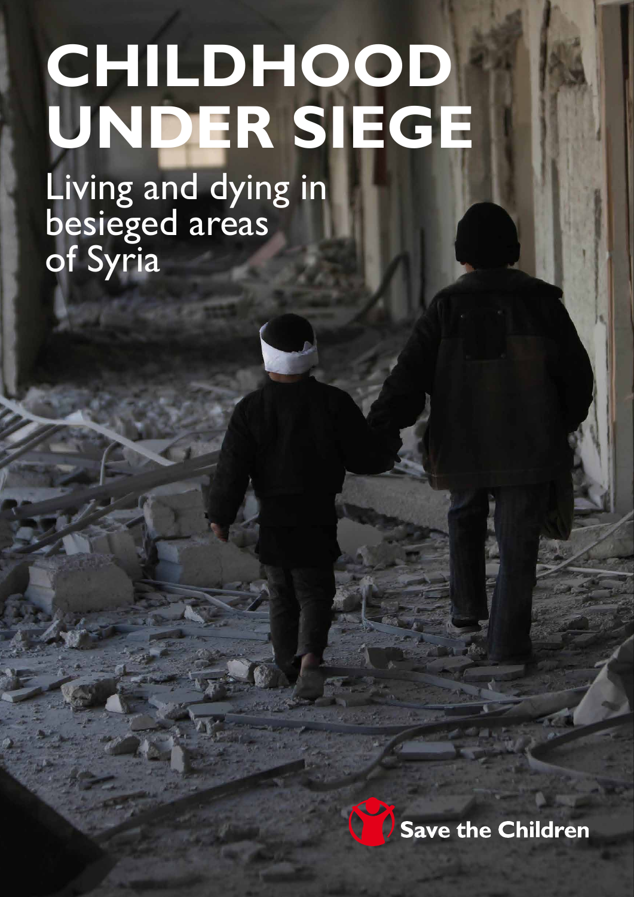# CHILDHOOD UNDER SIEGE

## Living and dying in besieged areas of Syria

Save the Children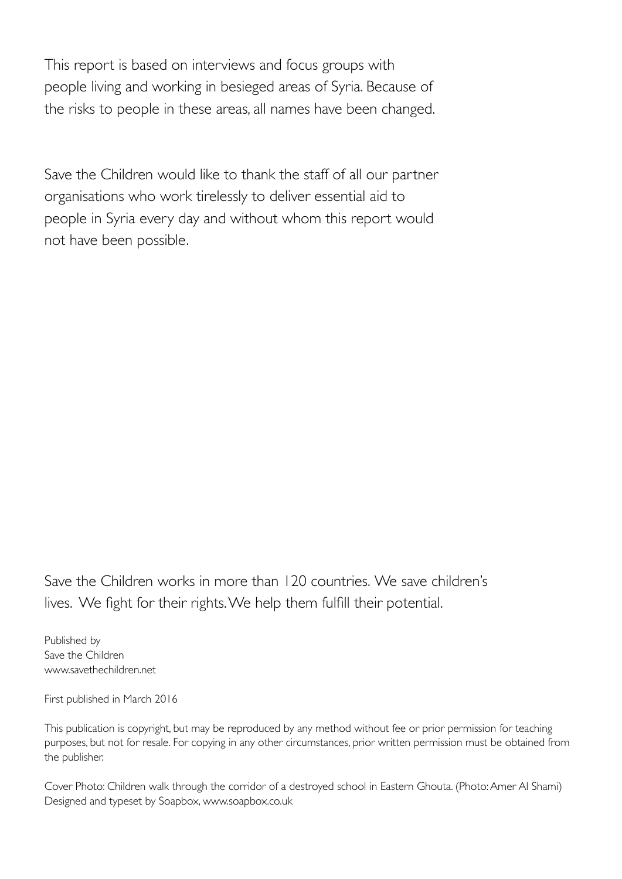This report is based on interviews and focus groups with people living and working in besieged areas of Syria. Because of the risks to people in these areas, all names have been changed.

Save the Children would like to thank the staff of all our partner organisations who work tirelessly to deliver essential aid to people in Syria every day and without whom this report would not have been possible.

Save the Children works in more than 120 countries. We save children's lives. We fight for their rights. We help them fulfill their potential.

Published by
Save the Children
www.savethechildren.net

First published in March 2016

This publication is copyright, but may be reproduced by any method without fee or prior permission for teaching purposes, but not for resale. For copying in any other circumstances, prior written permission must be obtained from the publisher.

Cover Photo: Children walk through the corridor of a destroyed school in Eastern Ghouta. (Photo: Amer Al Shami)
Designed and typeset by Soapbox, www.soapbox.co.uk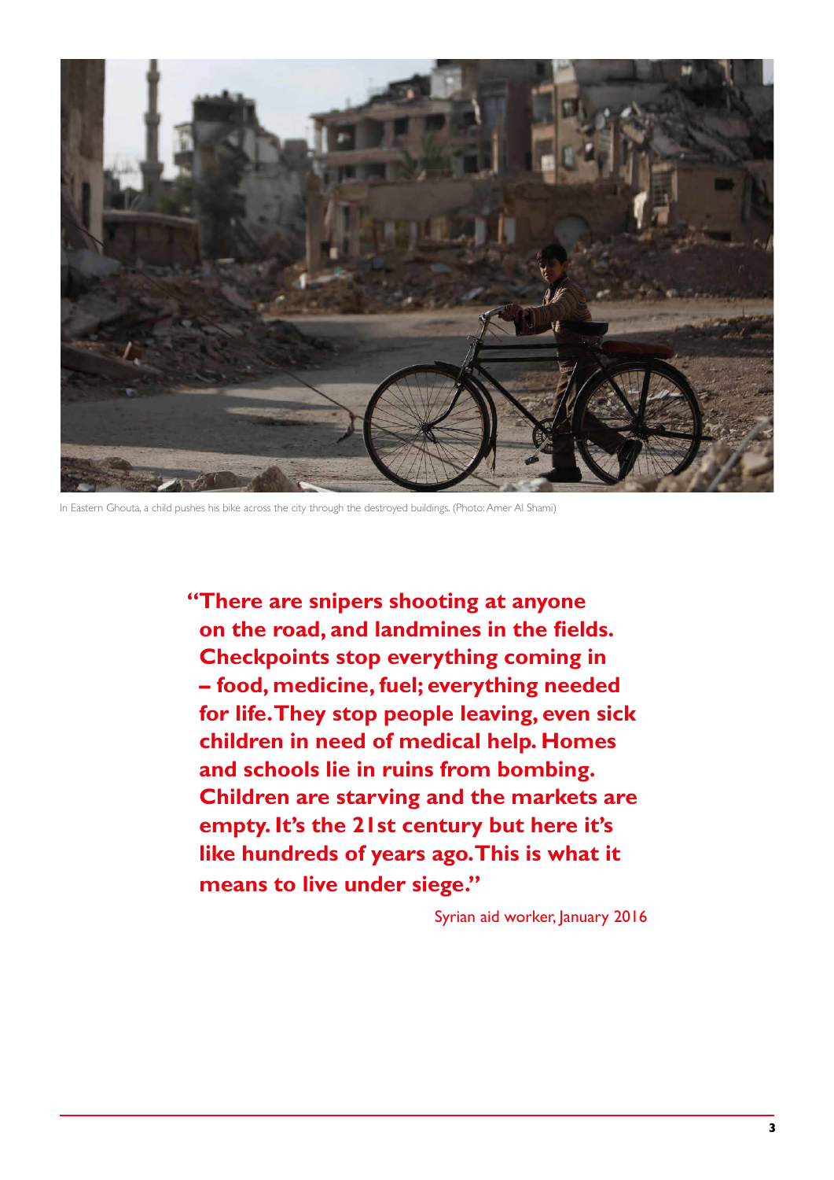In Eastern Ghouta, a child pushes his bike across the city through the destroyed buildings. (Photo: Amer Al Shami)

> **"There are snipers shooting at anyone on the road, and landmines in the fields. Checkpoints stop everything coming in – food, medicine, fuel; everything needed for life. They stop people leaving, even sick children in need of medical help. Homes and schools lie in ruins from bombing. Children are starving and the markets are empty. It's the 21st century but here it's like hundreds of years ago. This is what it means to live under siege."**
>
> Syrian aid worker, January 2016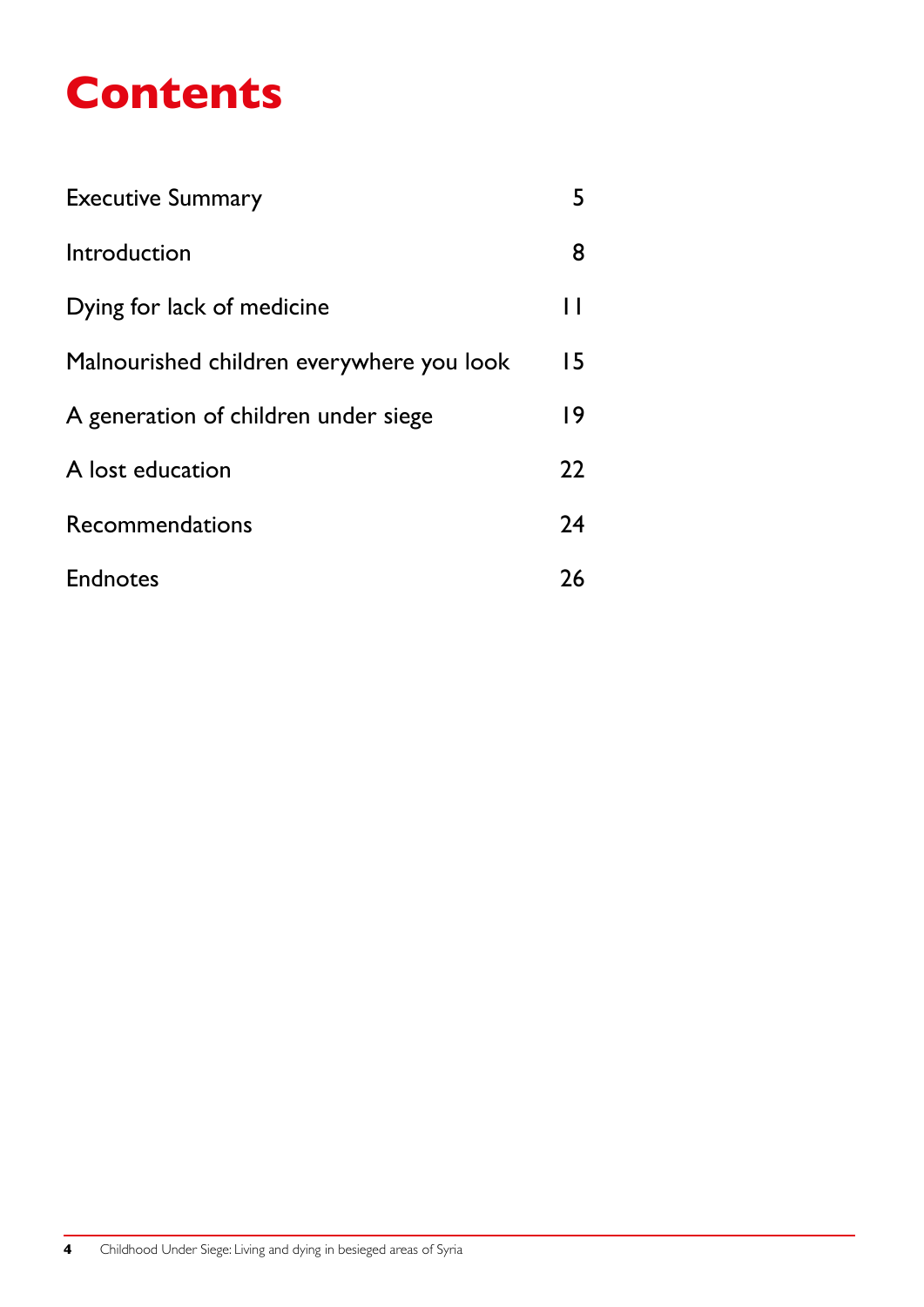# Contents

| | |
|---|---|
| Executive Summary | 5 |
| Introduction | 8 |
| Dying for lack of medicine | 11 |
| Malnourished children everywhere you look | 15 |
| A generation of children under siege | 19 |
| A lost education | 22 |
| Recommendations | 24 |
| Endnotes | 26 |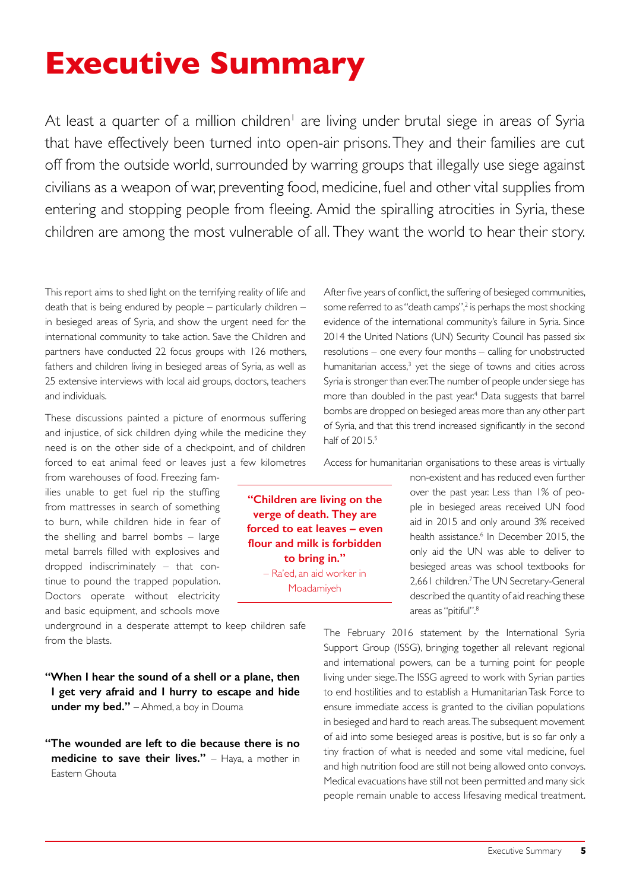# Executive Summary

At least a quarter of a million children[1] are living under brutal siege in areas of Syria that have effectively been turned into open-air prisons. They and their families are cut off from the outside world, surrounded by warring groups that illegally use siege against civilians as a weapon of war, preventing food, medicine, fuel and other vital supplies from entering and stopping people from fleeing. Amid the spiralling atrocities in Syria, these children are among the most vulnerable of all. They want the world to hear their story.

This report aims to shed light on the terrifying reality of life and death that is being endured by people – particularly children – in besieged areas of Syria, and show the urgent need for the international community to take action. Save the Children and partners have conducted 22 focus groups with 126 mothers, fathers and children living in besieged areas of Syria, as well as 25 extensive interviews with local aid groups, doctors, teachers and individuals.

These discussions painted a picture of enormous suffering and injustice, of sick children dying while the medicine they need is on the other side of a checkpoint, and of children forced to eat animal feed or leaves just a few kilometres from warehouses of food. Freezing families unable to get fuel rip the stuffing from mattresses in search of something to burn, while children hide in fear of the shelling and barrel bombs – large metal barrels filled with explosives and dropped indiscriminately – that continue to pound the trapped population. Doctors operate without electricity and basic equipment, and schools move underground in a desperate attempt to keep children safe from the blasts.

**"When I hear the sound of a shell or a plane, then I get very afraid and I hurry to escape and hide under my bed."** – Ahmed, a boy in Douma

**"The wounded are left to die because there is no medicine to save their lives."** – Haya, a mother in Eastern Ghouta

After five years of conflict, the suffering of besieged communities, some referred to as "death camps",[2] is perhaps the most shocking evidence of the international community's failure in Syria. Since 2014 the United Nations (UN) Security Council has passed six resolutions – one every four months – calling for unobstructed humanitarian access,[3] yet the siege of towns and cities across Syria is stronger than ever. The number of people under siege has more than doubled in the past year.[4] Data suggests that barrel bombs are dropped on besieged areas more than any other part of Syria, and that this trend increased significantly in the second half of 2015.[5]

Access for humanitarian organisations to these areas is virtually non-existent and has reduced even further over the past year. Less than 1% of people in besieged areas received UN food aid in 2015 and only around 3% received health assistance.[6] In December 2015, the only aid the UN was able to deliver to besieged areas was school textbooks for 2,661 children.[7] The UN Secretary-General described the quantity of aid reaching these areas as "pitiful".[8]

**"Children are living on the verge of death. They are forced to eat leaves – even flour and milk is forbidden to bring in."**
– Ra'ed, an aid worker in Moadamiyeh

The February 2016 statement by the International Syria Support Group (ISSG), bringing together all relevant regional and international powers, can be a turning point for people living under siege. The ISSG agreed to work with Syrian parties to end hostilities and to establish a Humanitarian Task Force to ensure immediate access is granted to the civilian populations in besieged and hard to reach areas. The subsequent movement of aid into some besieged areas is positive, but is so far only a tiny fraction of what is needed and some vital medicine, fuel and high nutrition food are still not being allowed onto convoys. Medical evacuations have still not been permitted and many sick people remain unable to access lifesaving medical treatment.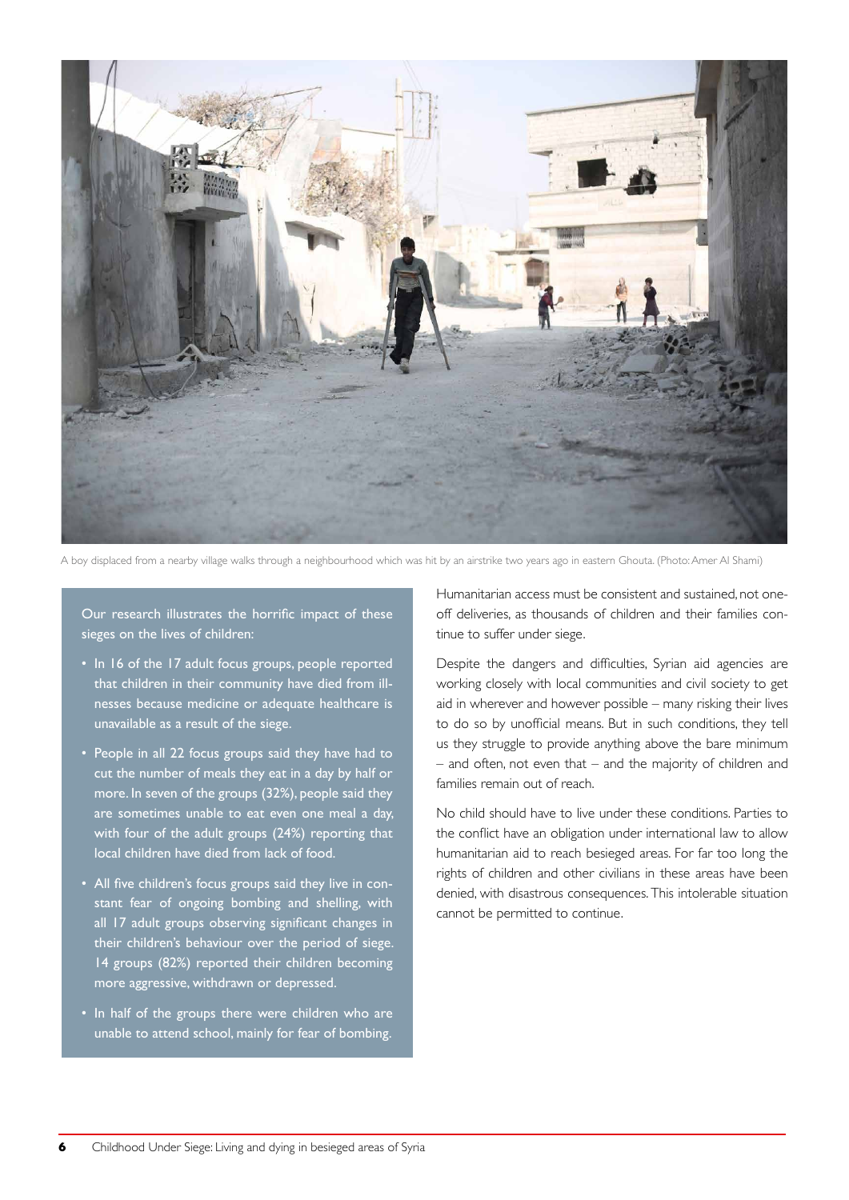A boy displaced from a nearby village walks through a neighbourhood which was hit by an airstrike two years ago in eastern Ghouta. (Photo: Amer Al Shami)

Our research illustrates the horrific impact of these sieges on the lives of children:

- In 16 of the 17 adult focus groups, people reported that children in their community have died from illnesses because medicine or adequate healthcare is unavailable as a result of the siege.
- People in all 22 focus groups said they have had to cut the number of meals they eat in a day by half or more. In seven of the groups (32%), people said they are sometimes unable to eat even one meal a day, with four of the adult groups (24%) reporting that local children have died from lack of food.
- All five children's focus groups said they live in constant fear of ongoing bombing and shelling, with all 17 adult groups observing significant changes in their children's behaviour over the period of siege. 14 groups (82%) reported their children becoming more aggressive, withdrawn or depressed.
- In half of the groups there were children who are unable to attend school, mainly for fear of bombing.

Humanitarian access must be consistent and sustained, not one-off deliveries, as thousands of children and their families continue to suffer under siege.

Despite the dangers and difficulties, Syrian aid agencies are working closely with local communities and civil society to get aid in wherever and however possible – many risking their lives to do so by unofficial means. But in such conditions, they tell us they struggle to provide anything above the bare minimum – and often, not even that – and the majority of children and families remain out of reach.

No child should have to live under these conditions. Parties to the conflict have an obligation under international law to allow humanitarian aid to reach besieged areas. For far too long the rights of children and other civilians in these areas have been denied, with disastrous consequences. This intolerable situation cannot be permitted to continue.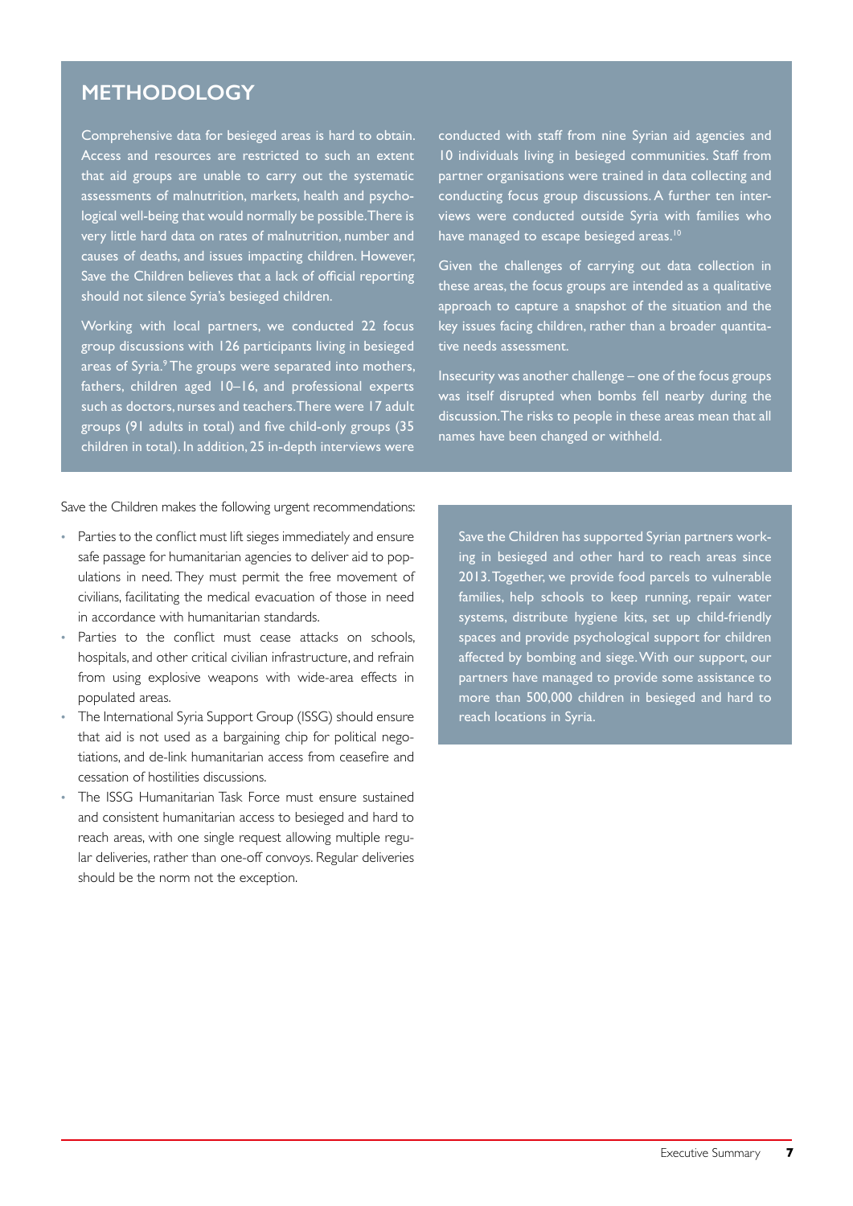## METHODOLOGY

Comprehensive data for besieged areas is hard to obtain. Access and resources are restricted to such an extent that aid groups are unable to carry out the systematic assessments of malnutrition, markets, health and psychological well-being that would normally be possible. There is very little hard data on rates of malnutrition, number and causes of deaths, and issues impacting children. However, Save the Children believes that a lack of official reporting should not silence Syria's besieged children.

Working with local partners, we conducted 22 focus group discussions with 126 participants living in besieged areas of Syria.[9] The groups were separated into mothers, fathers, children aged 10–16, and professional experts such as doctors, nurses and teachers. There were 17 adult groups (91 adults in total) and five child-only groups (35 children in total). In addition, 25 in-depth interviews were conducted with staff from nine Syrian aid agencies and 10 individuals living in besieged communities. Staff from partner organisations were trained in data collecting and conducting focus group discussions. A further ten interviews were conducted outside Syria with families who have managed to escape besieged areas.[10]

Given the challenges of carrying out data collection in these areas, the focus groups are intended as a qualitative approach to capture a snapshot of the situation and the key issues facing children, rather than a broader quantitative needs assessment.

Insecurity was another challenge – one of the focus groups was itself disrupted when bombs fell nearby during the discussion. The risks to people in these areas mean that all names have been changed or withheld.

Save the Children makes the following urgent recommendations:

- Parties to the conflict must lift sieges immediately and ensure safe passage for humanitarian agencies to deliver aid to populations in need. They must permit the free movement of civilians, facilitating the medical evacuation of those in need in accordance with humanitarian standards.
- Parties to the conflict must cease attacks on schools, hospitals, and other critical civilian infrastructure, and refrain from using explosive weapons with wide-area effects in populated areas.
- The International Syria Support Group (ISSG) should ensure that aid is not used as a bargaining chip for political negotiations, and de-link humanitarian access from ceasefire and cessation of hostilities discussions.
- The ISSG Humanitarian Task Force must ensure sustained and consistent humanitarian access to besieged and hard to reach areas, with one single request allowing multiple regular deliveries, rather than one-off convoys. Regular deliveries should be the norm not the exception.

Save the Children has supported Syrian partners working in besieged and other hard to reach areas since 2013. Together, we provide food parcels to vulnerable families, help schools to keep running, repair water systems, distribute hygiene kits, set up child-friendly spaces and provide psychological support for children affected by bombing and siege. With our support, our partners have managed to provide some assistance to more than 500,000 children in besieged and hard to reach locations in Syria.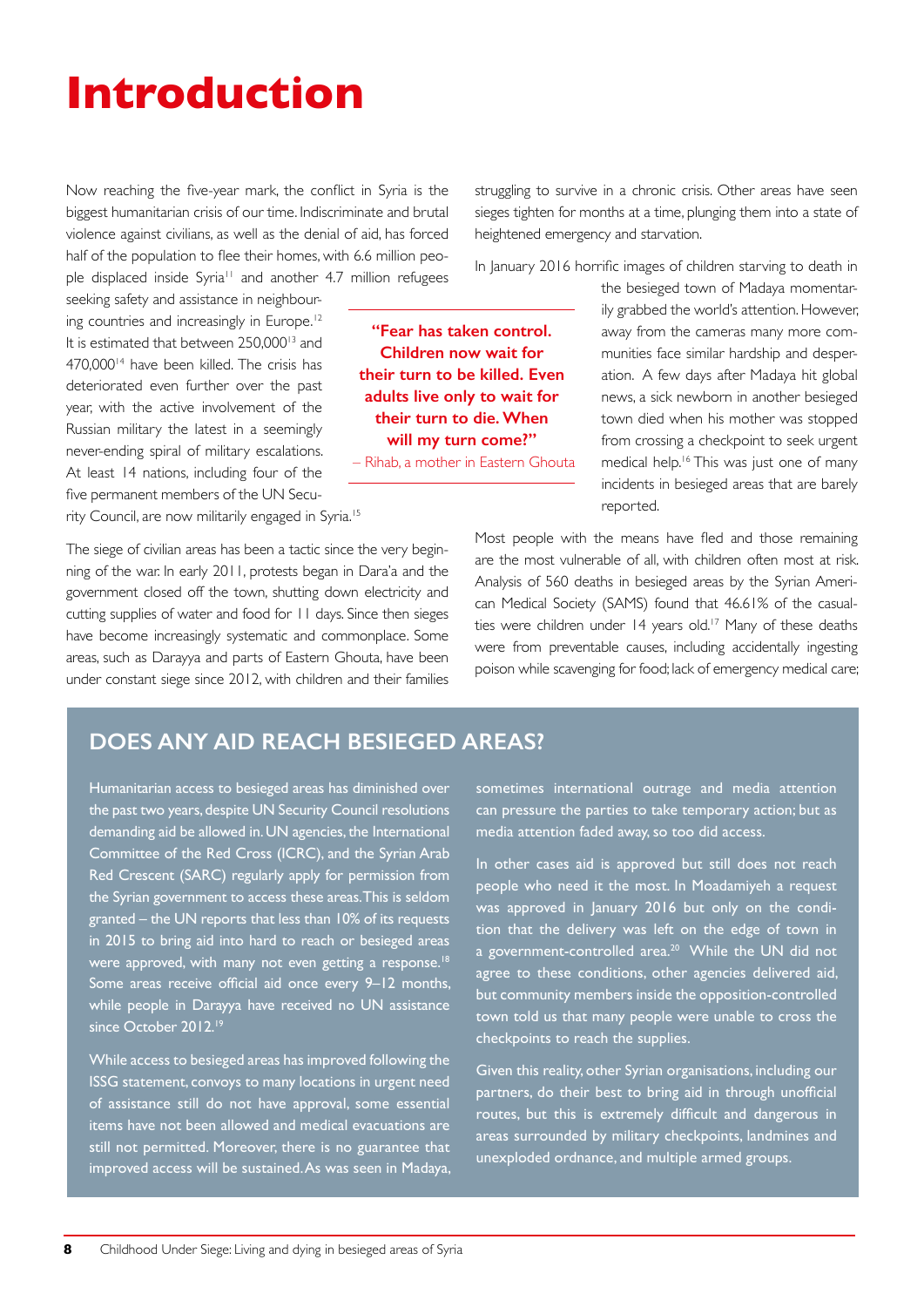# Introduction

Now reaching the five-year mark, the conflict in Syria is the biggest humanitarian crisis of our time. Indiscriminate and brutal violence against civilians, as well as the denial of aid, has forced half of the population to flee their homes, with 6.6 million people displaced inside Syria[11] and another 4.7 million refugees seeking safety and assistance in neighbouring countries and increasingly in Europe.[12] It is estimated that between 250,000[13] and 470,000[14] have been killed. The crisis has deteriorated even further over the past year, with the active involvement of the Russian military the latest in a seemingly never-ending spiral of military escalations. At least 14 nations, including four of the five permanent members of the UN Security Council, are now militarily engaged in Syria.[15]

> **"Fear has taken control. Children now wait for their turn to be killed. Even adults live only to wait for their turn to die. When will my turn come?"**
> – Rihab, a mother in Eastern Ghouta

The siege of civilian areas has been a tactic since the very beginning of the war. In early 2011, protests began in Dara'a and the government closed off the town, shutting down electricity and cutting supplies of water and food for 11 days. Since then sieges have become increasingly systematic and commonplace. Some areas, such as Darayya and parts of Eastern Ghouta, have been under constant siege since 2012, with children and their families struggling to survive in a chronic crisis. Other areas have seen sieges tighten for months at a time, plunging them into a state of heightened emergency and starvation.

In January 2016 horrific images of children starving to death in the besieged town of Madaya momentarily grabbed the world's attention. However, away from the cameras many more communities face similar hardship and desperation. A few days after Madaya hit global news, a sick newborn in another besieged town died when his mother was stopped from crossing a checkpoint to seek urgent medical help.[16] This was just one of many incidents in besieged areas that are barely reported.

Most people with the means have fled and those remaining are the most vulnerable of all, with children often most at risk. Analysis of 560 deaths in besieged areas by the Syrian American Medical Society (SAMS) found that 46.61% of the casualties were children under 14 years old.[17] Many of these deaths were from preventable causes, including accidentally ingesting poison while scavenging for food; lack of emergency medical care;

## DOES ANY AID REACH BESIEGED AREAS?

Humanitarian access to besieged areas has diminished over the past two years, despite UN Security Council resolutions demanding aid be allowed in. UN agencies, the International Committee of the Red Cross (ICRC), and the Syrian Arab Red Crescent (SARC) regularly apply for permission from the Syrian government to access these areas. This is seldom granted – the UN reports that less than 10% of its requests in 2015 to bring aid into hard to reach or besieged areas were approved, with many not even getting a response.[18] Some areas receive official aid once every 9–12 months, while people in Darayya have received no UN assistance since October 2012.[19]

While access to besieged areas has improved following the ISSG statement, convoys to many locations in urgent need of assistance still do not have approval, some essential items have not been allowed and medical evacuations are still not permitted. Moreover, there is no guarantee that improved access will be sustained. As was seen in Madaya, sometimes international outrage and media attention can pressure the parties to take temporary action; but as media attention faded away, so too did access.

In other cases aid is approved but still does not reach people who need it the most. In Moadamiyeh a request was approved in January 2016 but only on the condition that the delivery was left on the edge of town in a government-controlled area.[20] While the UN did not agree to these conditions, other agencies delivered aid, but community members inside the opposition-controlled town told us that many people were unable to cross the checkpoints to reach the supplies.

Given this reality, other Syrian organisations, including our partners, do their best to bring aid in through unofficial routes, but this is extremely difficult and dangerous in areas surrounded by military checkpoints, landmines and unexploded ordnance, and multiple armed groups.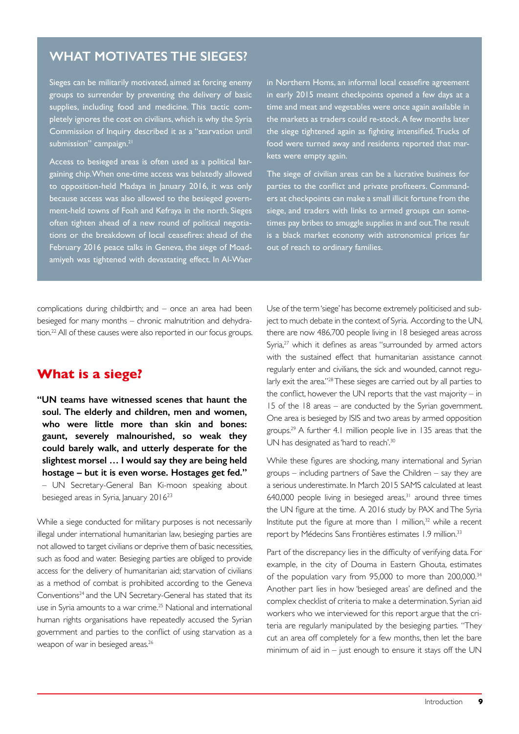## WHAT MOTIVATES THE SIEGES?

Sieges can be militarily motivated, aimed at forcing enemy groups to surrender by preventing the delivery of basic supplies, including food and medicine. This tactic completely ignores the cost on civilians, which is why the Syria Commission of Inquiry described it as a "starvation until submission" campaign.[21]

Access to besieged areas is often used as a political bargaining chip. When one-time access was belatedly allowed to opposition-held Madaya in January 2016, it was only because access was also allowed to the besieged government-held towns of Foah and Kefraya in the north. Sieges often tighten ahead of a new round of political negotiations or the breakdown of local ceasefires: ahead of the February 2016 peace talks in Geneva, the siege of Moadamiyeh was tightened with devastating effect. In Al-Waer in Northern Homs, an informal local ceasefire agreement in early 2015 meant checkpoints opened a few days at a time and meat and vegetables were once again available in the markets as traders could re-stock. A few months later the siege tightened again as fighting intensified. Trucks of food were turned away and residents reported that markets were empty again.

The siege of civilian areas can be a lucrative business for parties to the conflict and private profiteers. Commanders at checkpoints can make a small illicit fortune from the siege, and traders with links to armed groups can sometimes pay bribes to smuggle supplies in and out. The result is a black market economy with astronomical prices far out of reach to ordinary families.

complications during childbirth; and – once an area had been besieged for many months – chronic malnutrition and dehydration.[22] All of these causes were also reported in our focus groups.

## What is a siege?

**"UN teams have witnessed scenes that haunt the soul. The elderly and children, men and women, who were little more than skin and bones: gaunt, severely malnourished, so weak they could barely walk, and utterly desperate for the slightest morsel … I would say they are being held hostage – but it is even worse. Hostages get fed."**
– UN Secretary-General Ban Ki-moon speaking about besieged areas in Syria, January 2016[23]

While a siege conducted for military purposes is not necessarily illegal under international humanitarian law, besieging parties are not allowed to target civilians or deprive them of basic necessities, such as food and water. Besieging parties are obliged to provide access for the delivery of humanitarian aid; starvation of civilians as a method of combat is prohibited according to the Geneva Conventions[24] and the UN Secretary-General has stated that its use in Syria amounts to a war crime.[25] National and international human rights organisations have repeatedly accused the Syrian government and parties to the conflict of using starvation as a weapon of war in besieged areas.[26]

Use of the term 'siege' has become extremely politicised and subject to much debate in the context of Syria. According to the UN, there are now 486,700 people living in 18 besieged areas across Syria,[27] which it defines as areas "surrounded by armed actors with the sustained effect that humanitarian assistance cannot regularly enter and civilians, the sick and wounded, cannot regularly exit the area."[28] These sieges are carried out by all parties to the conflict, however the UN reports that the vast majority – in 15 of the 18 areas – are conducted by the Syrian government. One area is besieged by ISIS and two areas by armed opposition groups.[29] A further 4.1 million people live in 135 areas that the UN has designated as 'hard to reach'.[30]

While these figures are shocking, many international and Syrian groups – including partners of Save the Children – say they are a serious underestimate. In March 2015 SAMS calculated at least 640,000 people living in besieged areas,[31] around three times the UN figure at the time. A 2016 study by PAX and The Syria Institute put the figure at more than 1 million,[32] while a recent report by Médecins Sans Frontières estimates 1.9 million.[33]

Part of the discrepancy lies in the difficulty of verifying data. For example, in the city of Douma in Eastern Ghouta, estimates of the population vary from 95,000 to more than 200,000.[34] Another part lies in how 'besieged areas' are defined and the complex checklist of criteria to make a determination. Syrian aid workers who we interviewed for this report argue that the criteria are regularly manipulated by the besieging parties. "They cut an area off completely for a few months, then let the bare minimum of aid in – just enough to ensure it stays off the UN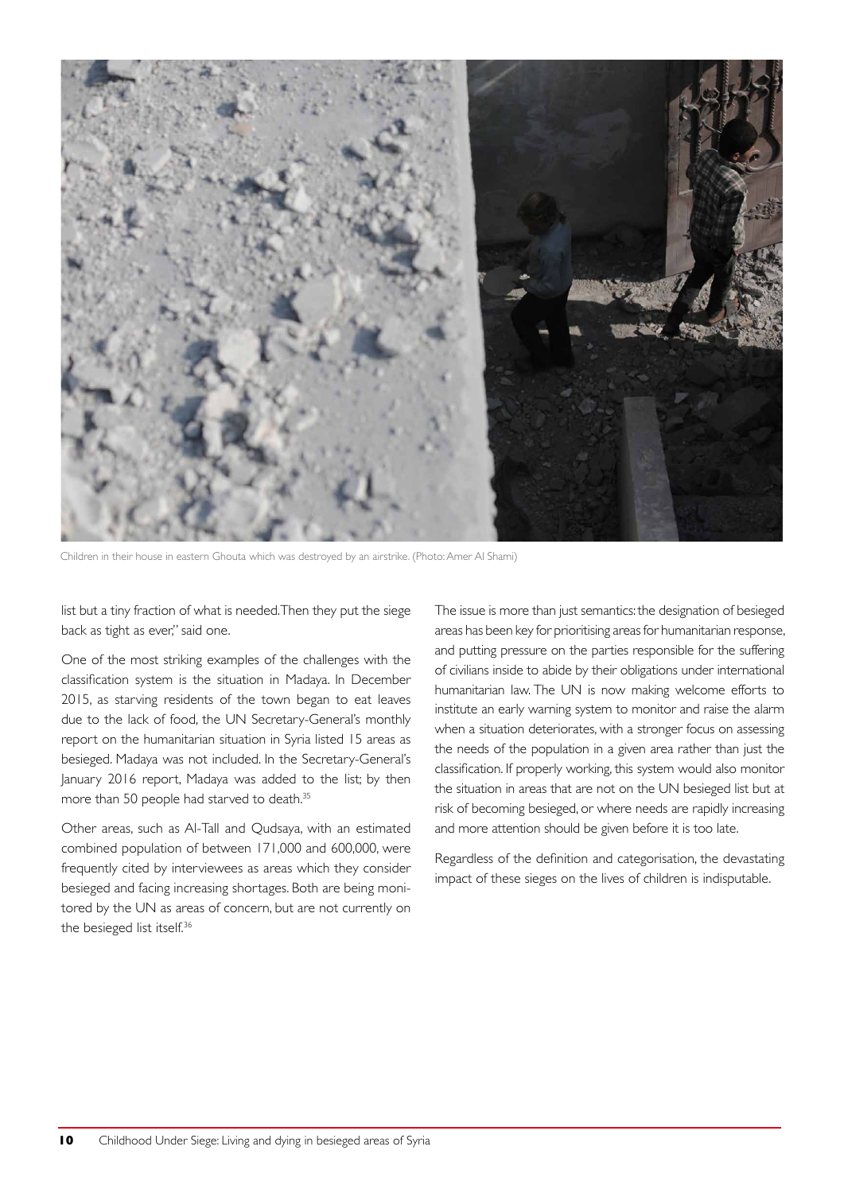Children in their house in eastern Ghouta which was destroyed by an airstrike. (Photo: Amer Al Shami)

list but a tiny fraction of what is needed. Then they put the siege back as tight as ever," said one.

One of the most striking examples of the challenges with the classification system is the situation in Madaya. In December 2015, as starving residents of the town began to eat leaves due to the lack of food, the UN Secretary-General's monthly report on the humanitarian situation in Syria listed 15 areas as besieged. Madaya was not included. In the Secretary-General's January 2016 report, Madaya was added to the list; by then more than 50 people had starved to death.[35]

Other areas, such as Al-Tall and Qudsaya, with an estimated combined population of between 171,000 and 600,000, were frequently cited by interviewees as areas which they consider besieged and facing increasing shortages. Both are being monitored by the UN as areas of concern, but are not currently on the besieged list itself.[36]

The issue is more than just semantics: the designation of besieged areas has been key for prioritising areas for humanitarian response, and putting pressure on the parties responsible for the suffering of civilians inside to abide by their obligations under international humanitarian law. The UN is now making welcome efforts to institute an early warning system to monitor and raise the alarm when a situation deteriorates, with a stronger focus on assessing the needs of the population in a given area rather than just the classification. If properly working, this system would also monitor the situation in areas that are not on the UN besieged list but at risk of becoming besieged, or where needs are rapidly increasing and more attention should be given before it is too late.

Regardless of the definition and categorisation, the devastating impact of these sieges on the lives of children is indisputable.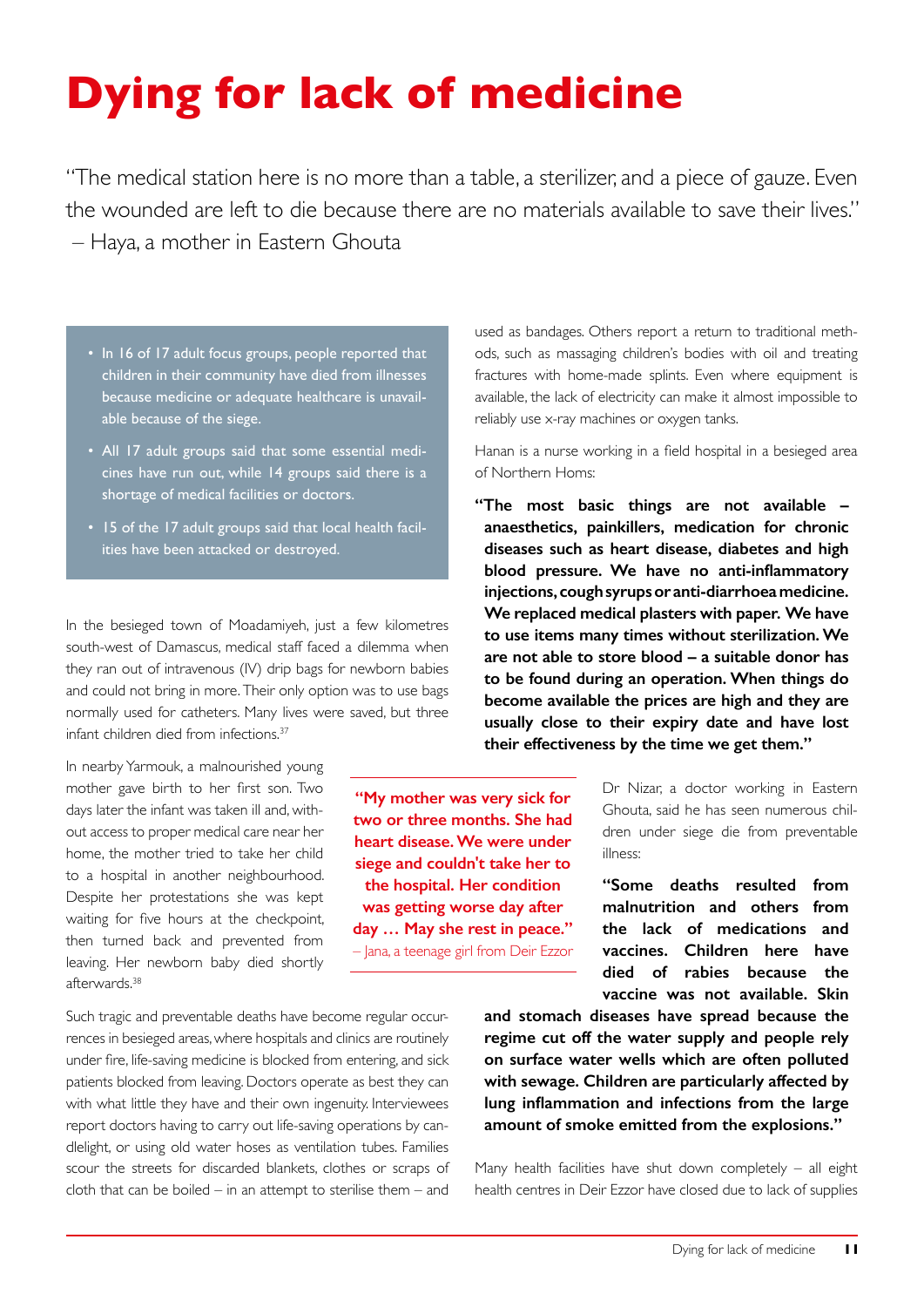# Dying for lack of medicine

"The medical station here is no more than a table, a sterilizer, and a piece of gauze. Even the wounded are left to die because there are no materials available to save their lives."
– Haya, a mother in Eastern Ghouta

- In 16 of 17 adult focus groups, people reported that children in their community have died from illnesses because medicine or adequate healthcare is unavailable because of the siege.
- All 17 adult groups said that some essential medicines have run out, while 14 groups said there is a shortage of medical facilities or doctors.
- 15 of the 17 adult groups said that local health facilities have been attacked or destroyed.

In the besieged town of Moadamiyeh, just a few kilometres south-west of Damascus, medical staff faced a dilemma when they ran out of intravenous (IV) drip bags for newborn babies and could not bring in more. Their only option was to use bags normally used for catheters. Many lives were saved, but three infant children died from infections.[37]

In nearby Yarmouk, a malnourished young mother gave birth to her first son. Two days later the infant was taken ill and, without access to proper medical care near her home, the mother tried to take her child to a hospital in another neighbourhood. Despite her protestations she was kept waiting for five hours at the checkpoint, then turned back and prevented from leaving. Her newborn baby died shortly afterwards.[38]

**"My mother was very sick for two or three months. She had heart disease. We were under siege and couldn't take her to the hospital. Her condition was getting worse day after day … May she rest in peace."**
– Jana, a teenage girl from Deir Ezzor

Such tragic and preventable deaths have become regular occurrences in besieged areas, where hospitals and clinics are routinely under fire, life-saving medicine is blocked from entering, and sick patients blocked from leaving. Doctors operate as best they can with what little they have and their own ingenuity. Interviewees report doctors having to carry out life-saving operations by candlelight, or using old water hoses as ventilation tubes. Families scour the streets for discarded blankets, clothes or scraps of cloth that can be boiled – in an attempt to sterilise them – and used as bandages. Others report a return to traditional methods, such as massaging children's bodies with oil and treating fractures with home-made splints. Even where equipment is available, the lack of electricity can make it almost impossible to reliably use x-ray machines or oxygen tanks.

Hanan is a nurse working in a field hospital in a besieged area of Northern Homs:

**"The most basic things are not available – anaesthetics, painkillers, medication for chronic diseases such as heart disease, diabetes and high blood pressure. We have no anti-inflammatory injections, cough syrups or anti-diarrhoea medicine. We replaced medical plasters with paper. We have to use items many times without sterilization. We are not able to store blood – a suitable donor has to be found during an operation. When things do become available the prices are high and they are usually close to their expiry date and have lost their effectiveness by the time we get them."**

Dr Nizar, a doctor working in Eastern Ghouta, said he has seen numerous children under siege die from preventable illness:

**"Some deaths resulted from malnutrition and others from the lack of medications and vaccines. Children here have died of rabies because the vaccine was not available. Skin and stomach diseases have spread because the regime cut off the water supply and people rely on surface water wells which are often polluted with sewage. Children are particularly affected by lung inflammation and infections from the large amount of smoke emitted from the explosions."**

Many health facilities have shut down completely – all eight health centres in Deir Ezzor have closed due to lack of supplies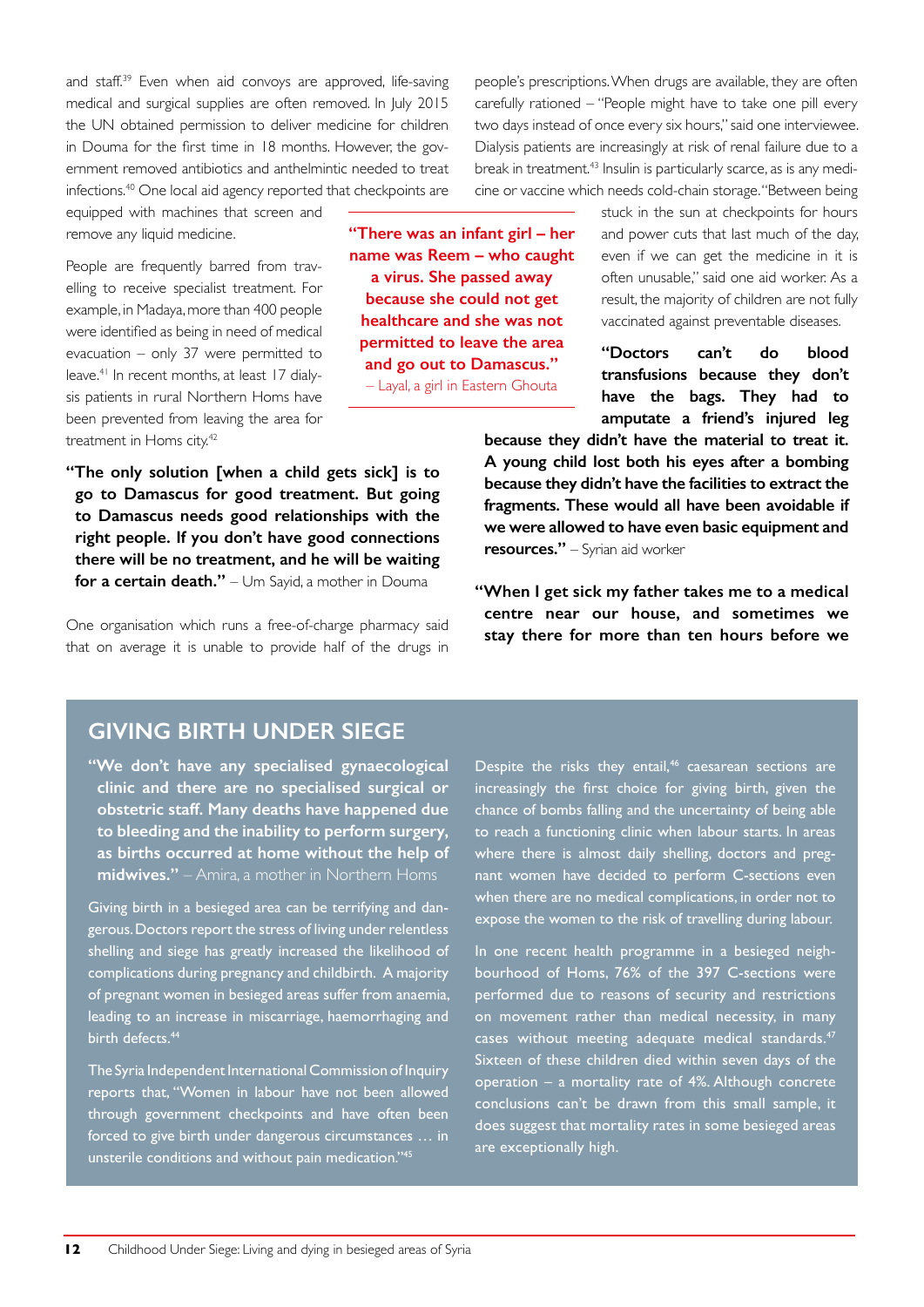and staff.[39] Even when aid convoys are approved, life-saving medical and surgical supplies are often removed. In July 2015 the UN obtained permission to deliver medicine for children in Douma for the first time in 18 months. However, the government removed antibiotics and anthelmintic needed to treat infections.[40] One local aid agency reported that checkpoints are equipped with machines that screen and remove any liquid medicine.

**"There was an infant girl – her name was Reem – who caught a virus. She passed away because she could not get healthcare and she was not permitted to leave the area and go out to Damascus."** – Layal, a girl in Eastern Ghouta

People are frequently barred from travelling to receive specialist treatment. For example, in Madaya, more than 400 people were identified as being in need of medical evacuation – only 37 were permitted to leave.[41] In recent months, at least 17 dialysis patients in rural Northern Homs have been prevented from leaving the area for treatment in Homs city.[42]

**"The only solution [when a child gets sick] is to go to Damascus for good treatment. But going to Damascus needs good relationships with the right people. If you don't have good connections there will be no treatment, and he will be waiting for a certain death."** – Um Sayid, a mother in Douma

One organisation which runs a free-of-charge pharmacy said that on average it is unable to provide half of the drugs in people's prescriptions. When drugs are available, they are often carefully rationed – "People might have to take one pill every two days instead of once every six hours," said one interviewee. Dialysis patients are increasingly at risk of renal failure due to a break in treatment.[43] Insulin is particularly scarce, as is any medicine or vaccine which needs cold-chain storage. "Between being stuck in the sun at checkpoints for hours and power cuts that last much of the day, even if we can get the medicine in it is often unusable," said one aid worker. As a result, the majority of children are not fully vaccinated against preventable diseases.

**"Doctors can't do blood transfusions because they don't have the bags. They had to amputate a friend's injured leg because they didn't have the material to treat it. A young child lost both his eyes after a bombing because they didn't have the facilities to extract the fragments. These would all have been avoidable if we were allowed to have even basic equipment and resources."** – Syrian aid worker

**"When I get sick my father takes me to a medical centre near our house, and sometimes we stay there for more than ten hours before we**

## GIVING BIRTH UNDER SIEGE

**"We don't have any specialised gynaecological clinic and there are no specialised surgical or obstetric staff. Many deaths have happened due to bleeding and the inability to perform surgery, as births occurred at home without the help of midwives."** – Amira, a mother in Northern Homs

Giving birth in a besieged area can be terrifying and dangerous. Doctors report the stress of living under relentless shelling and siege has greatly increased the likelihood of complications during pregnancy and childbirth. A majority of pregnant women in besieged areas suffer from anaemia, leading to an increase in miscarriage, haemorrhaging and birth defects.[44]

The Syria Independent International Commission of Inquiry reports that, "Women in labour have not been allowed through government checkpoints and have often been forced to give birth under dangerous circumstances … in unsterile conditions and without pain medication."[45]

Despite the risks they entail,[46] caesarean sections are increasingly the first choice for giving birth, given the chance of bombs falling and the uncertainty of being able to reach a functioning clinic when labour starts. In areas where there is almost daily shelling, doctors and pregnant women have decided to perform C-sections even when there are no medical complications, in order not to expose the women to the risk of travelling during labour.

In one recent health programme in a besieged neighbourhood of Homs, 76% of the 397 C-sections were performed due to reasons of security and restrictions on movement rather than medical necessity, in many cases without meeting adequate medical standards.[47] Sixteen of these children died within seven days of the operation – a mortality rate of 4%. Although concrete conclusions can't be drawn from this small sample, it does suggest that mortality rates in some besieged areas are exceptionally high.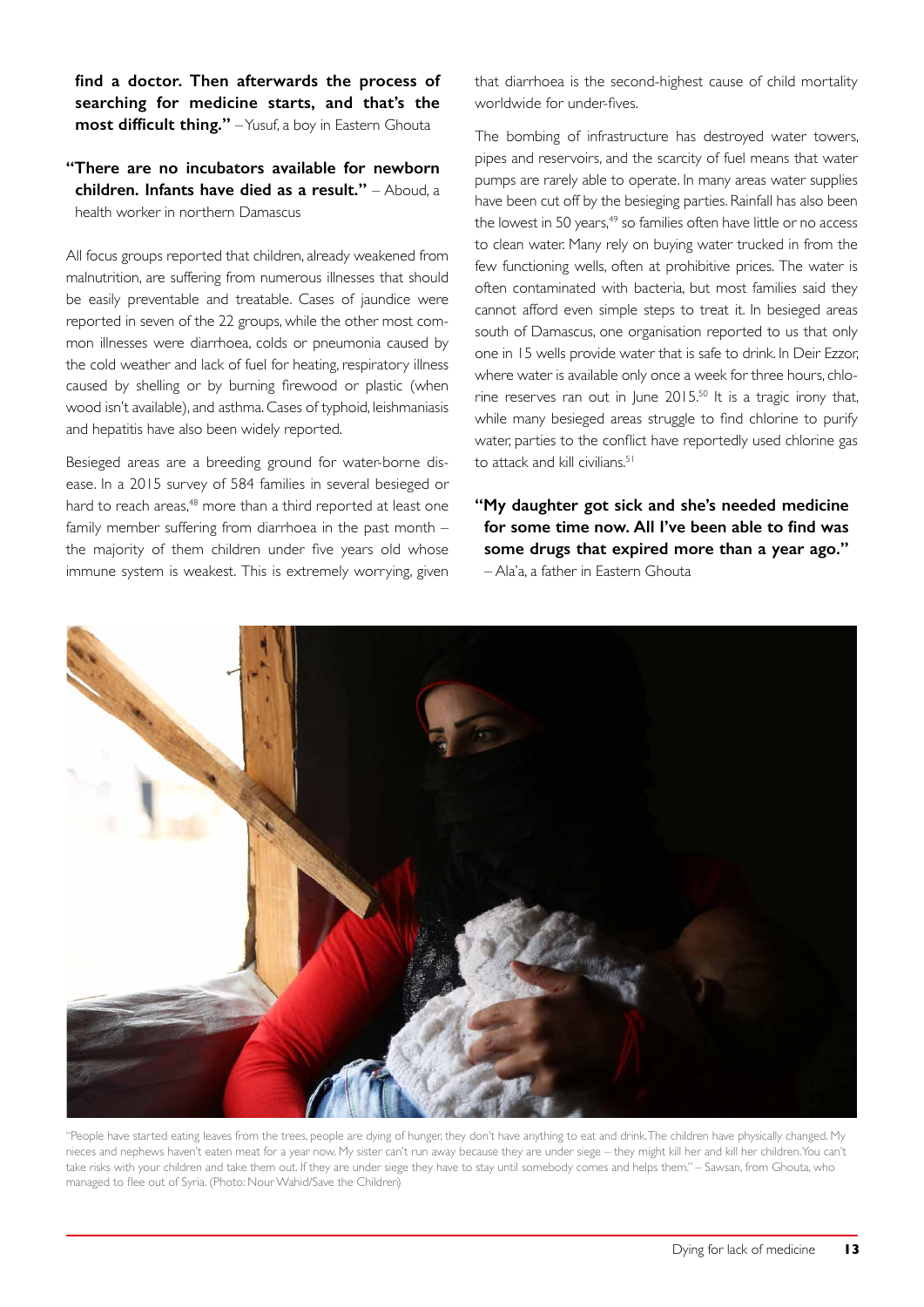**find a doctor. Then afterwards the process of searching for medicine starts, and that's the most difficult thing."** – Yusuf, a boy in Eastern Ghouta

**"There are no incubators available for newborn children. Infants have died as a result."** – Aboud, a health worker in northern Damascus

All focus groups reported that children, already weakened from malnutrition, are suffering from numerous illnesses that should be easily preventable and treatable. Cases of jaundice were reported in seven of the 22 groups, while the other most common illnesses were diarrhoea, colds or pneumonia caused by the cold weather and lack of fuel for heating, respiratory illness caused by shelling or by burning firewood or plastic (when wood isn't available), and asthma. Cases of typhoid, leishmaniasis and hepatitis have also been widely reported.

Besieged areas are a breeding ground for water-borne disease. In a 2015 survey of 584 families in several besieged or hard to reach areas,[48] more than a third reported at least one family member suffering from diarrhoea in the past month – the majority of them children under five years old whose immune system is weakest. This is extremely worrying, given that diarrhoea is the second-highest cause of child mortality worldwide for under-fives.

The bombing of infrastructure has destroyed water towers, pipes and reservoirs, and the scarcity of fuel means that water pumps are rarely able to operate. In many areas water supplies have been cut off by the besieging parties. Rainfall has also been the lowest in 50 years,[49] so families often have little or no access to clean water. Many rely on buying water trucked in from the few functioning wells, often at prohibitive prices. The water is often contaminated with bacteria, but most families said they cannot afford even simple steps to treat it. In besieged areas south of Damascus, one organisation reported to us that only one in 15 wells provide water that is safe to drink. In Deir Ezzor, where water is available only once a week for three hours, chlorine reserves ran out in June 2015.[50] It is a tragic irony that, while many besieged areas struggle to find chlorine to purify water, parties to the conflict have reportedly used chlorine gas to attack and kill civilians.[51]

**"My daughter got sick and she's needed medicine for some time now. All I've been able to find was some drugs that expired more than a year ago."** – Ala'a, a father in Eastern Ghouta

"People have started eating leaves from the trees, people are dying of hunger, they don't have anything to eat and drink. The children have physically changed. My nieces and nephews haven't eaten meat for a year now. My sister can't run away because they are under siege – they might kill her and kill her children. You can't take risks with your children and take them out. If they are under siege they have to stay until somebody comes and helps them." – Sawsan, from Ghouta, who managed to flee out of Syria. (Photo: Nour Wahid/Save the Children)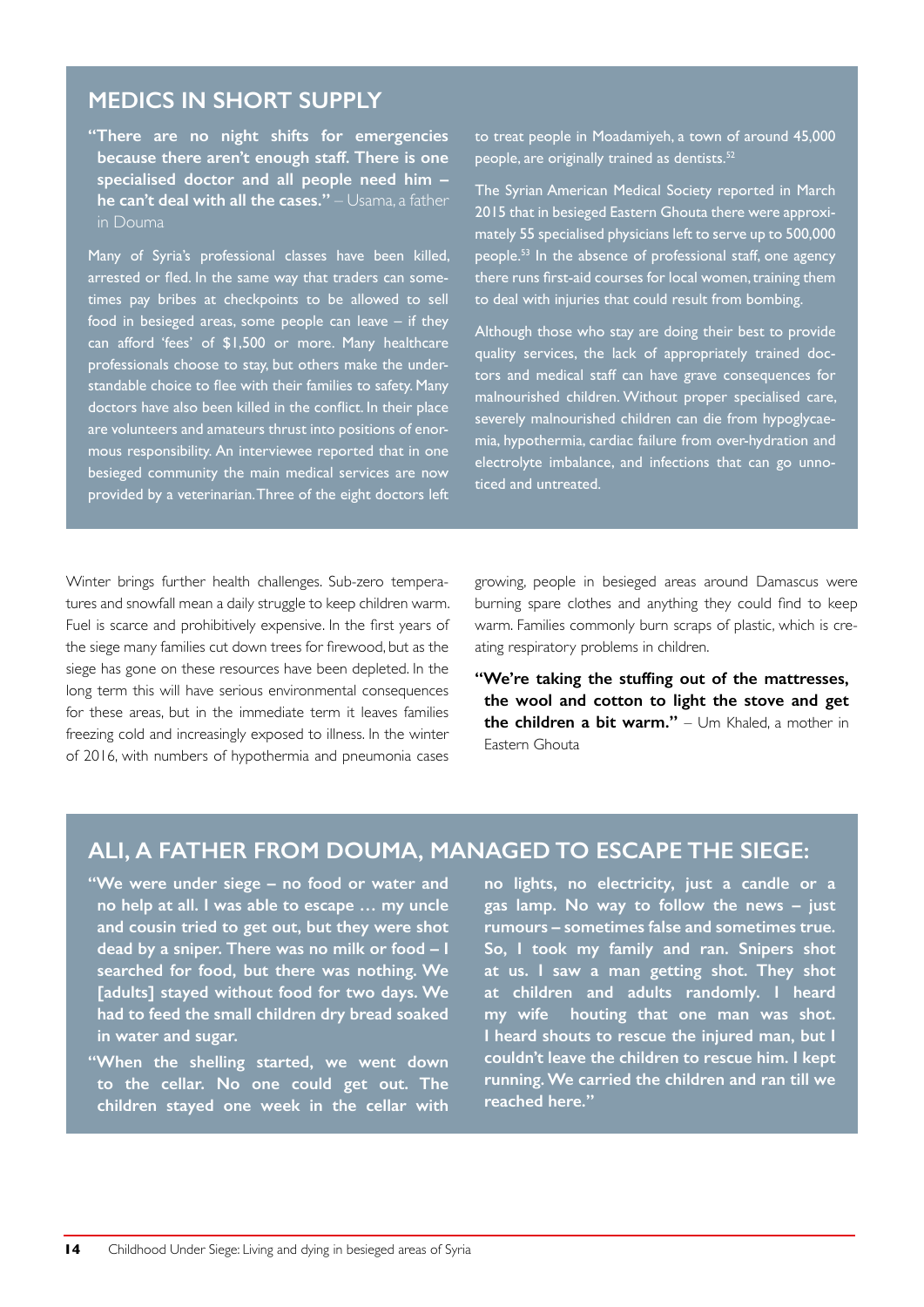## MEDICS IN SHORT SUPPLY

**"There are no night shifts for emergencies because there aren't enough staff. There is one specialised doctor and all people need him – he can't deal with all the cases."** – Usama, a father in Douma

Many of Syria's professional classes have been killed, arrested or fled. In the same way that traders can sometimes pay bribes at checkpoints to be allowed to sell food in besieged areas, some people can leave – if they can afford 'fees' of $1,500 or more. Many healthcare professionals choose to stay, but others make the understandable choice to flee with their families to safety. Many doctors have also been killed in the conflict. In their place are volunteers and amateurs thrust into positions of enormous responsibility. An interviewee reported that in one besieged community the main medical services are now provided by a veterinarian. Three of the eight doctors left to treat people in Moadamiyeh, a town of around 45,000 people, are originally trained as dentists.[52]

The Syrian American Medical Society reported in March 2015 that in besieged Eastern Ghouta there were approximately 55 specialised physicians left to serve up to 500,000 people.[53] In the absence of professional staff, one agency there runs first-aid courses for local women, training them to deal with injuries that could result from bombing.

Although those who stay are doing their best to provide quality services, the lack of appropriately trained doctors and medical staff can have grave consequences for malnourished children. Without proper specialised care, severely malnourished children can die from hypoglycaemia, hypothermia, cardiac failure from over-hydration and electrolyte imbalance, and infections that can go unnoticed and untreated.

Winter brings further health challenges. Sub-zero temperatures and snowfall mean a daily struggle to keep children warm. Fuel is scarce and prohibitively expensive. In the first years of the siege many families cut down trees for firewood, but as the siege has gone on these resources have been depleted. In the long term this will have serious environmental consequences for these areas, but in the immediate term it leaves families freezing cold and increasingly exposed to illness. In the winter of 2016, with numbers of hypothermia and pneumonia cases growing, people in besieged areas around Damascus were burning spare clothes and anything they could find to keep warm. Families commonly burn scraps of plastic, which is creating respiratory problems in children.

**"We're taking the stuffing out of the mattresses, the wool and cotton to light the stove and get the children a bit warm."** – Um Khaled, a mother in Eastern Ghouta

## ALI, A FATHER FROM DOUMA, MANAGED TO ESCAPE THE SIEGE:

**"We were under siege – no food or water and no help at all. I was able to escape … my uncle and cousin tried to get out, but they were shot dead by a sniper. There was no milk or food – I searched for food, but there was nothing. We [adults] stayed without food for two days. We had to feed the small children dry bread soaked in water and sugar.**

**"When the shelling started, we went down to the cellar. No one could get out. The children stayed one week in the cellar with no lights, no electricity, just a candle or a gas lamp. No way to follow the news – just rumours – sometimes false and sometimes true. So, I took my family and ran. Snipers shot at us. I saw a man getting shot. They shot at children and adults randomly. I heard my wife houting that one man was shot. I heard shouts to rescue the injured man, but I couldn't leave the children to rescue him. I kept running. We carried the children and ran till we reached here."**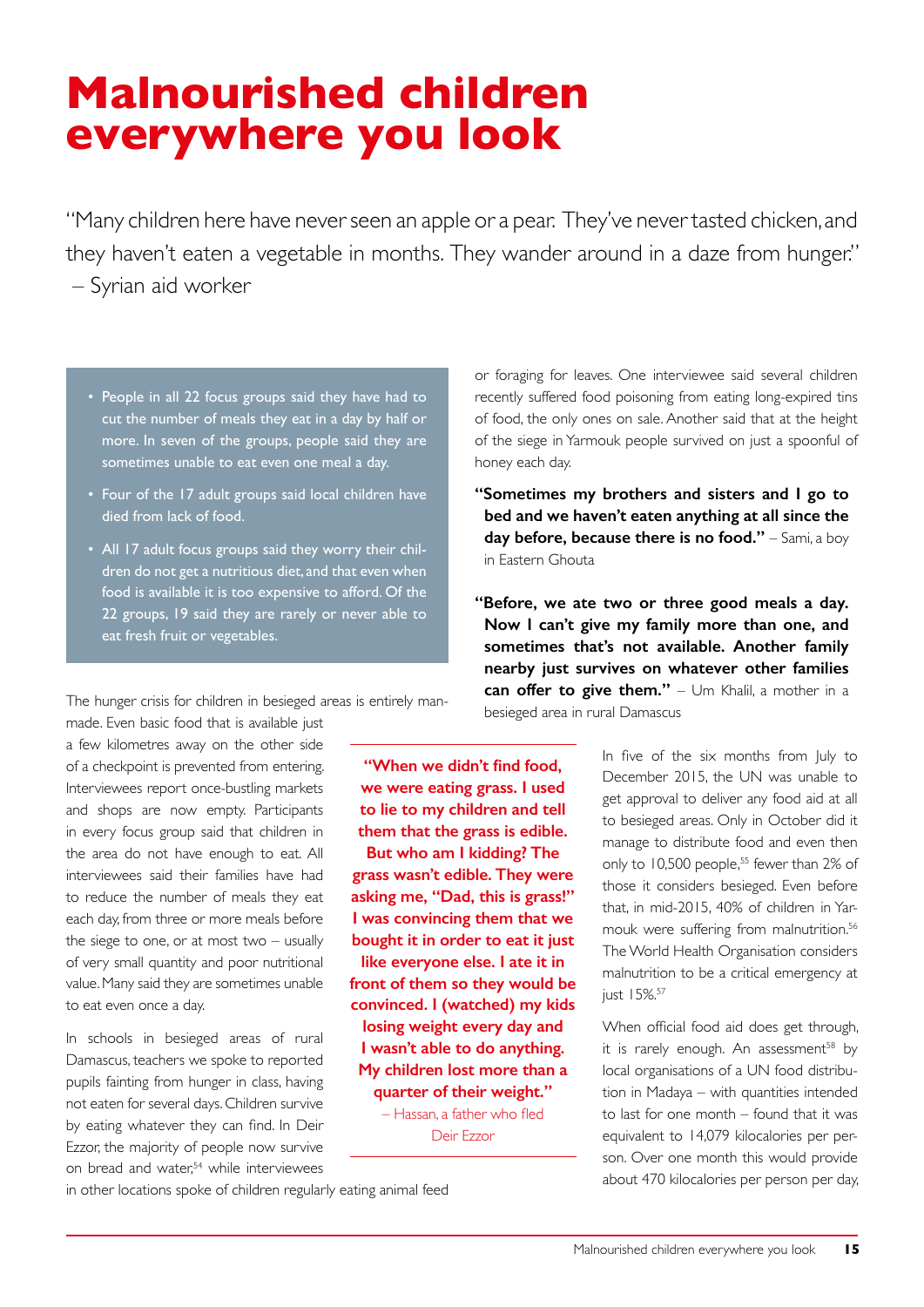# Malnourished children everywhere you look

"Many children here have never seen an apple or a pear. They've never tasted chicken, and they haven't eaten a vegetable in months. They wander around in a daze from hunger."
– Syrian aid worker

- People in all 22 focus groups said they have had to cut the number of meals they eat in a day by half or more. In seven of the groups, people said they are sometimes unable to eat even one meal a day.
- Four of the 17 adult groups said local children have died from lack of food.
- All 17 adult focus groups said they worry their children do not get a nutritious diet, and that even when food is available it is too expensive to afford. Of the 22 groups, 19 said they are rarely or never able to eat fresh fruit or vegetables.

The hunger crisis for children in besieged areas is entirely man-made. Even basic food that is available just a few kilometres away on the other side of a checkpoint is prevented from entering. Interviewees report once-bustling markets and shops are now empty. Participants in every focus group said that children in the area do not have enough to eat. All interviewees said their families have had to reduce the number of meals they eat each day, from three or more meals before the siege to one, or at most two – usually of very small quantity and poor nutritional value. Many said they are sometimes unable to eat even once a day.

In schools in besieged areas of rural Damascus, teachers we spoke to reported pupils fainting from hunger in class, having not eaten for several days. Children survive by eating whatever they can find. In Deir Ezzor, the majority of people now survive on bread and water,[54] while interviewees in other locations spoke of children regularly eating animal feed or foraging for leaves. One interviewee said several children recently suffered food poisoning from eating long-expired tins of food, the only ones on sale. Another said that at the height of the siege in Yarmouk people survived on just a spoonful of honey each day.

**"When we didn't find food, we were eating grass. I used to lie to my children and tell them that the grass is edible. But who am I kidding? The grass wasn't edible. They were asking me, "Dad, this is grass!" I was convincing them that we bought it in order to eat it just like everyone else. I ate it in front of them so they would be convinced. I (watched) my kids losing weight every day and I wasn't able to do anything. My children lost more than a quarter of their weight."**
– Hassan, a father who fled Deir Ezzor

**"Sometimes my brothers and sisters and I go to bed and we haven't eaten anything at all since the day before, because there is no food."** – Sami, a boy in Eastern Ghouta

**"Before, we ate two or three good meals a day. Now I can't give my family more than one, and sometimes that's not available. Another family nearby just survives on whatever other families can offer to give them."** – Um Khalil, a mother in a besieged area in rural Damascus

In five of the six months from July to December 2015, the UN was unable to get approval to deliver any food aid at all to besieged areas. Only in October did it manage to distribute food and even then only to 10,500 people,[55] fewer than 2% of those it considers besieged. Even before that, in mid-2015, 40% of children in Yarmouk were suffering from malnutrition.[56] The World Health Organisation considers malnutrition to be a critical emergency at just 15%.[57]

When official food aid does get through, it is rarely enough. An assessment[58] by local organisations of a UN food distribution in Madaya – with quantities intended to last for one month – found that it was equivalent to 14,079 kilocalories per person. Over one month this would provide about 470 kilocalories per person per day,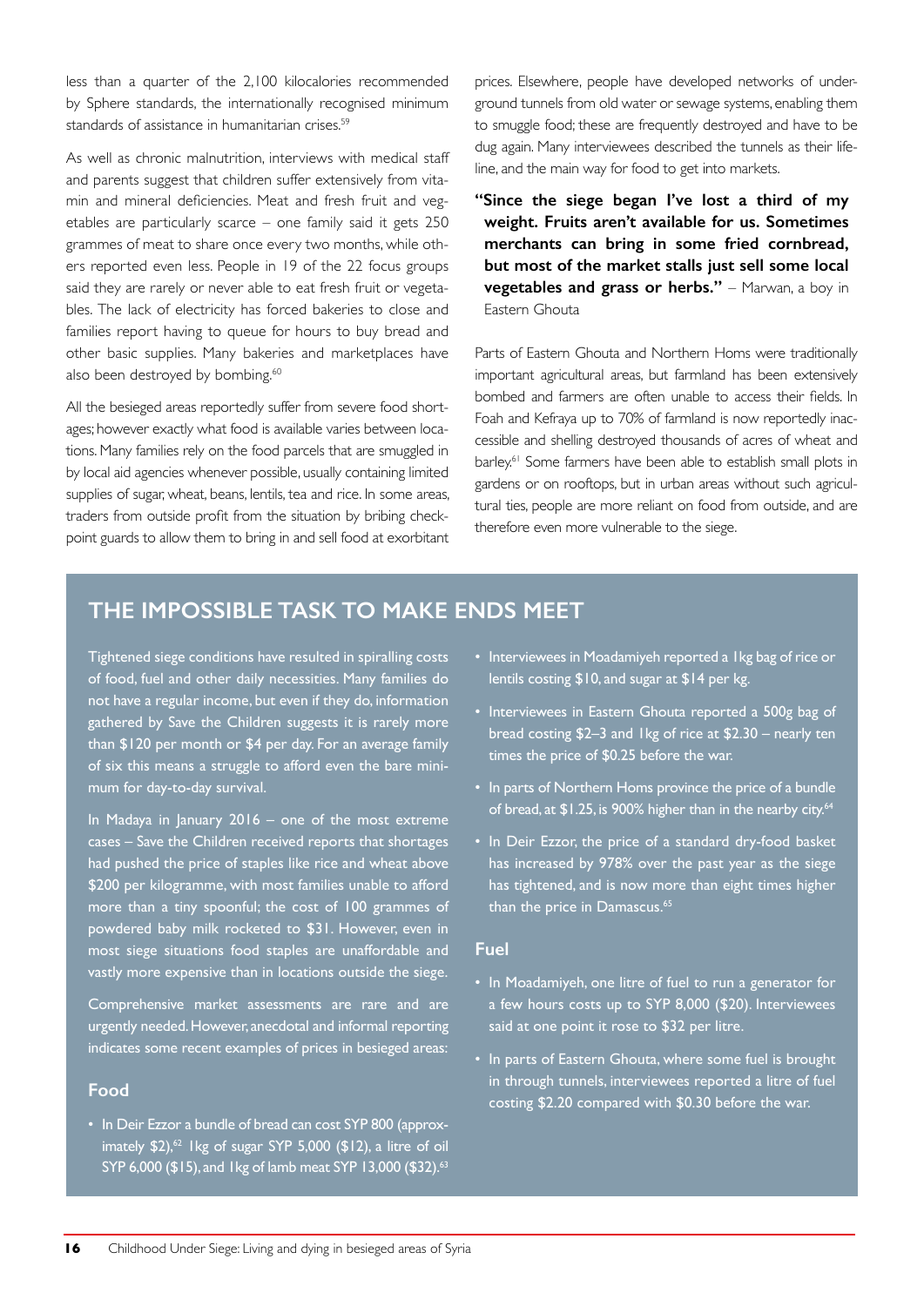less than a quarter of the 2,100 kilocalories recommended by Sphere standards, the internationally recognised minimum standards of assistance in humanitarian crises.[59]

As well as chronic malnutrition, interviews with medical staff and parents suggest that children suffer extensively from vitamin and mineral deficiencies. Meat and fresh fruit and vegetables are particularly scarce – one family said it gets 250 grammes of meat to share once every two months, while others reported even less. People in 19 of the 22 focus groups said they are rarely or never able to eat fresh fruit or vegetables. The lack of electricity has forced bakeries to close and families report having to queue for hours to buy bread and other basic supplies. Many bakeries and marketplaces have also been destroyed by bombing.[60]

All the besieged areas reportedly suffer from severe food shortages; however exactly what food is available varies between locations. Many families rely on the food parcels that are smuggled in by local aid agencies whenever possible, usually containing limited supplies of sugar, wheat, beans, lentils, tea and rice. In some areas, traders from outside profit from the situation by bribing checkpoint guards to allow them to bring in and sell food at exorbitant prices. Elsewhere, people have developed networks of underground tunnels from old water or sewage systems, enabling them to smuggle food; these are frequently destroyed and have to be dug again. Many interviewees described the tunnels as their lifeline, and the main way for food to get into markets.

**"Since the siege began I've lost a third of my weight. Fruits aren't available for us. Sometimes merchants can bring in some fried cornbread, but most of the market stalls just sell some local vegetables and grass or herbs."** – Marwan, a boy in Eastern Ghouta

Parts of Eastern Ghouta and Northern Homs were traditionally important agricultural areas, but farmland has been extensively bombed and farmers are often unable to access their fields. In Foah and Kefraya up to 70% of farmland is now reportedly inaccessible and shelling destroyed thousands of acres of wheat and barley.[61] Some farmers have been able to establish small plots in gardens or on rooftops, but in urban areas without such agricultural ties, people are more reliant on food from outside, and are therefore even more vulnerable to the siege.

## THE IMPOSSIBLE TASK TO MAKE ENDS MEET

Tightened siege conditions have resulted in spiralling costs of food, fuel and other daily necessities. Many families do not have a regular income, but even if they do, information gathered by Save the Children suggests it is rarely more than $120 per month or $4 per day. For an average family of six this means a struggle to afford even the bare minimum for day-to-day survival.

In Madaya in January 2016 – one of the most extreme cases – Save the Children received reports that shortages had pushed the price of staples like rice and wheat above $200 per kilogramme, with most families unable to afford more than a tiny spoonful; the cost of 100 grammes of powdered baby milk rocketed to $31. However, even in most siege situations food staples are unaffordable and vastly more expensive than in locations outside the siege.

Comprehensive market assessments are rare and are urgently needed. However, anecdotal and informal reporting indicates some recent examples of prices in besieged areas:

### Food

- In Deir Ezzor a bundle of bread can cost SYP 800 (approximately $2),[62] 1kg of sugar SYP 5,000 ($12), a litre of oil SYP 6,000 ($15), and 1kg of lamb meat SYP 13,000 ($32).[63]
- Interviewees in Moadamiyeh reported a 1kg bag of rice or lentils costing $10, and sugar at $14 per kg.
- Interviewees in Eastern Ghouta reported a 500g bag of bread costing $2–3 and 1kg of rice at $2.30 – nearly ten times the price of $0.25 before the war.
- In parts of Northern Homs province the price of a bundle of bread, at $1.25, is 900% higher than in the nearby city.[64]
- In Deir Ezzor, the price of a standard dry-food basket has increased by 978% over the past year as the siege has tightened, and is now more than eight times higher than the price in Damascus.[65]

### Fuel

- In Moadamiyeh, one litre of fuel to run a generator for a few hours costs up to SYP 8,000 ($20). Interviewees said at one point it rose to $32 per litre.
- In parts of Eastern Ghouta, where some fuel is brought in through tunnels, interviewees reported a litre of fuel costing $2.20 compared with $0.30 before the war.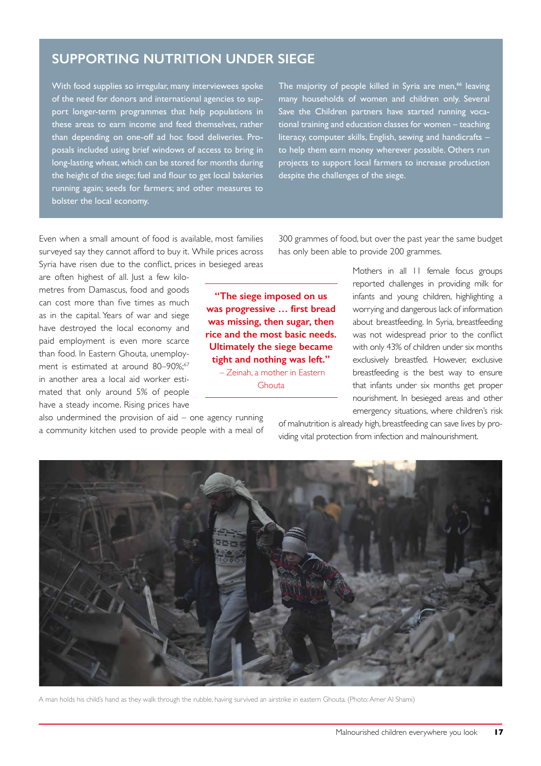## SUPPORTING NUTRITION UNDER SIEGE

With food supplies so irregular, many interviewees spoke of the need for donors and international agencies to support longer-term programmes that help populations in these areas to earn income and feed themselves, rather than depending on one-off ad hoc food deliveries. Proposals included using brief windows of access to bring in long-lasting wheat, which can be stored for months during the height of the siege; fuel and flour to get local bakeries running again; seeds for farmers; and other measures to bolster the local economy.

The majority of people killed in Syria are men,[66] leaving many households of women and children only. Several Save the Children partners have started running vocational training and education classes for women – teaching literacy, computer skills, English, sewing and handicrafts – to help them earn money wherever possible. Others run projects to support local farmers to increase production despite the challenges of the siege.

Even when a small amount of food is available, most families surveyed say they cannot afford to buy it. While prices across Syria have risen due to the conflict, prices in besieged areas are often highest of all. Just a few kilometres from Damascus, food and goods can cost more than five times as much as in the capital. Years of war and siege have destroyed the local economy and paid employment is even more scarce than food. In Eastern Ghouta, unemployment is estimated at around 80–90%;[67] in another area a local aid worker estimated that only around 5% of people have a steady income. Rising prices have also undermined the provision of aid – one agency running a community kitchen used to provide people with a meal of 300 grammes of food, but over the past year the same budget has only been able to provide 200 grammes.

> **"The siege imposed on us was progressive … first bread was missing, then sugar, then rice and the most basic needs. Ultimately the siege became tight and nothing was left."**
> – Zeinah, a mother in Eastern Ghouta

Mothers in all 11 female focus groups reported challenges in providing milk for infants and young children, highlighting a worrying and dangerous lack of information about breastfeeding. In Syria, breastfeeding was not widespread prior to the conflict with only 43% of children under six months exclusively breastfed. However, exclusive breastfeeding is the best way to ensure that infants under six months get proper nourishment. In besieged areas and other emergency situations, where children's risk of malnutrition is already high, breastfeeding can save lives by providing vital protection from infection and malnourishment.

A man holds his child's hand as they walk through the rubble, having survived an airstrike in eastern Ghouta. (Photo: Amer Al Shami)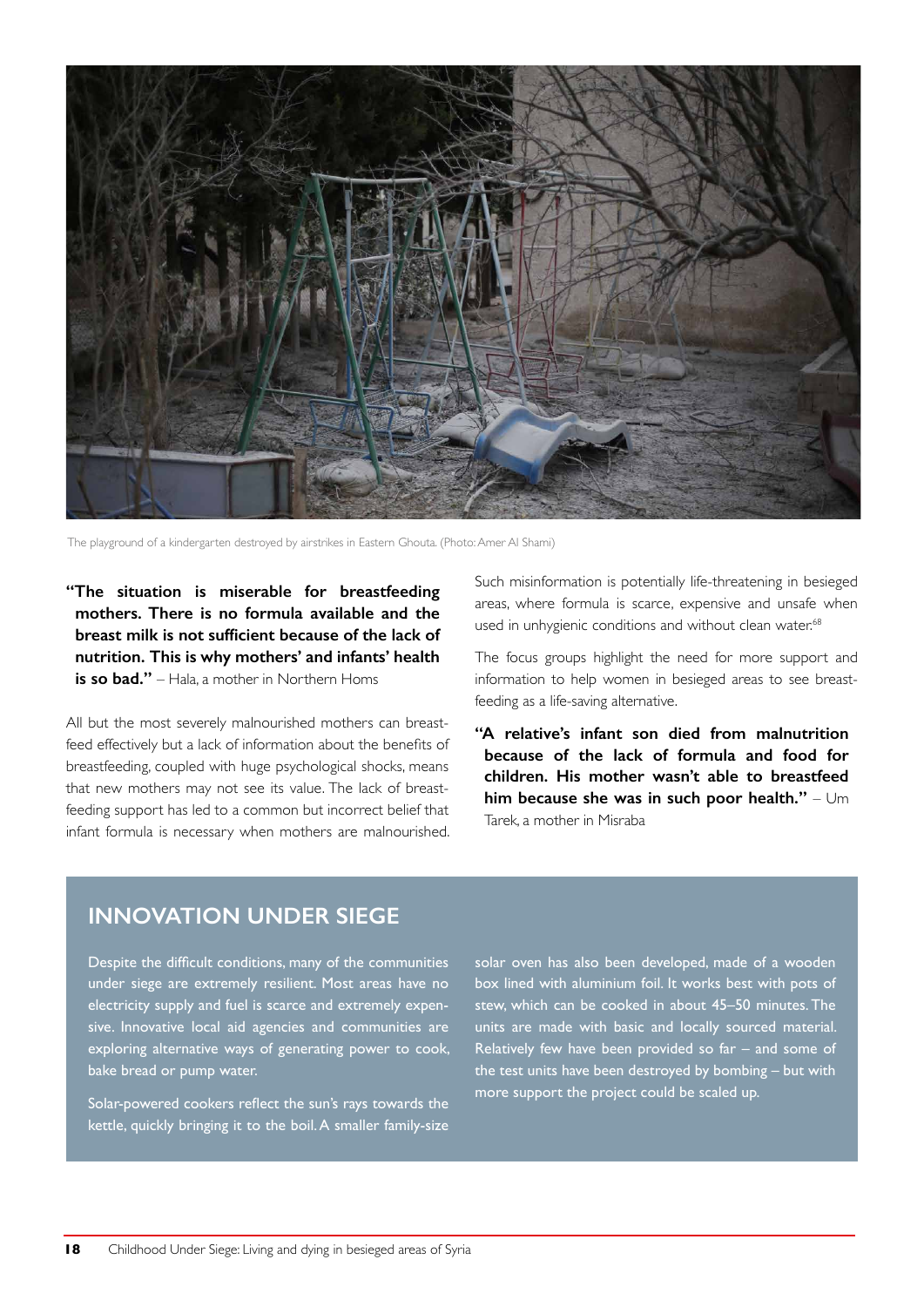The playground of a kindergarten destroyed by airstrikes in Eastern Ghouta. (Photo: Amer Al Shami)

**"The situation is miserable for breastfeeding mothers. There is no formula available and the breast milk is not sufficient because of the lack of nutrition. This is why mothers' and infants' health is so bad."** – Hala, a mother in Northern Homs

All but the most severely malnourished mothers can breast-feed effectively but a lack of information about the benefits of breastfeeding, coupled with huge psychological shocks, means that new mothers may not see its value. The lack of breast-feeding support has led to a common but incorrect belief that infant formula is necessary when mothers are malnourished. Such misinformation is potentially life-threatening in besieged areas, where formula is scarce, expensive and unsafe when used in unhygienic conditions and without clean water.[68]

The focus groups highlight the need for more support and information to help women in besieged areas to see breast-feeding as a life-saving alternative.

**"A relative's infant son died from malnutrition because of the lack of formula and food for children. His mother wasn't able to breastfeed him because she was in such poor health."** – Um Tarek, a mother in Misraba

## INNOVATION UNDER SIEGE

Despite the difficult conditions, many of the communities under siege are extremely resilient. Most areas have no electricity supply and fuel is scarce and extremely expensive. Innovative local aid agencies and communities are exploring alternative ways of generating power to cook, bake bread or pump water.

Solar-powered cookers reflect the sun's rays towards the kettle, quickly bringing it to the boil. A smaller family-size solar oven has also been developed, made of a wooden box lined with aluminium foil. It works best with pots of stew, which can be cooked in about 45–50 minutes. The units are made with basic and locally sourced material. Relatively few have been provided so far – and some of the test units have been destroyed by bombing – but with more support the project could be scaled up.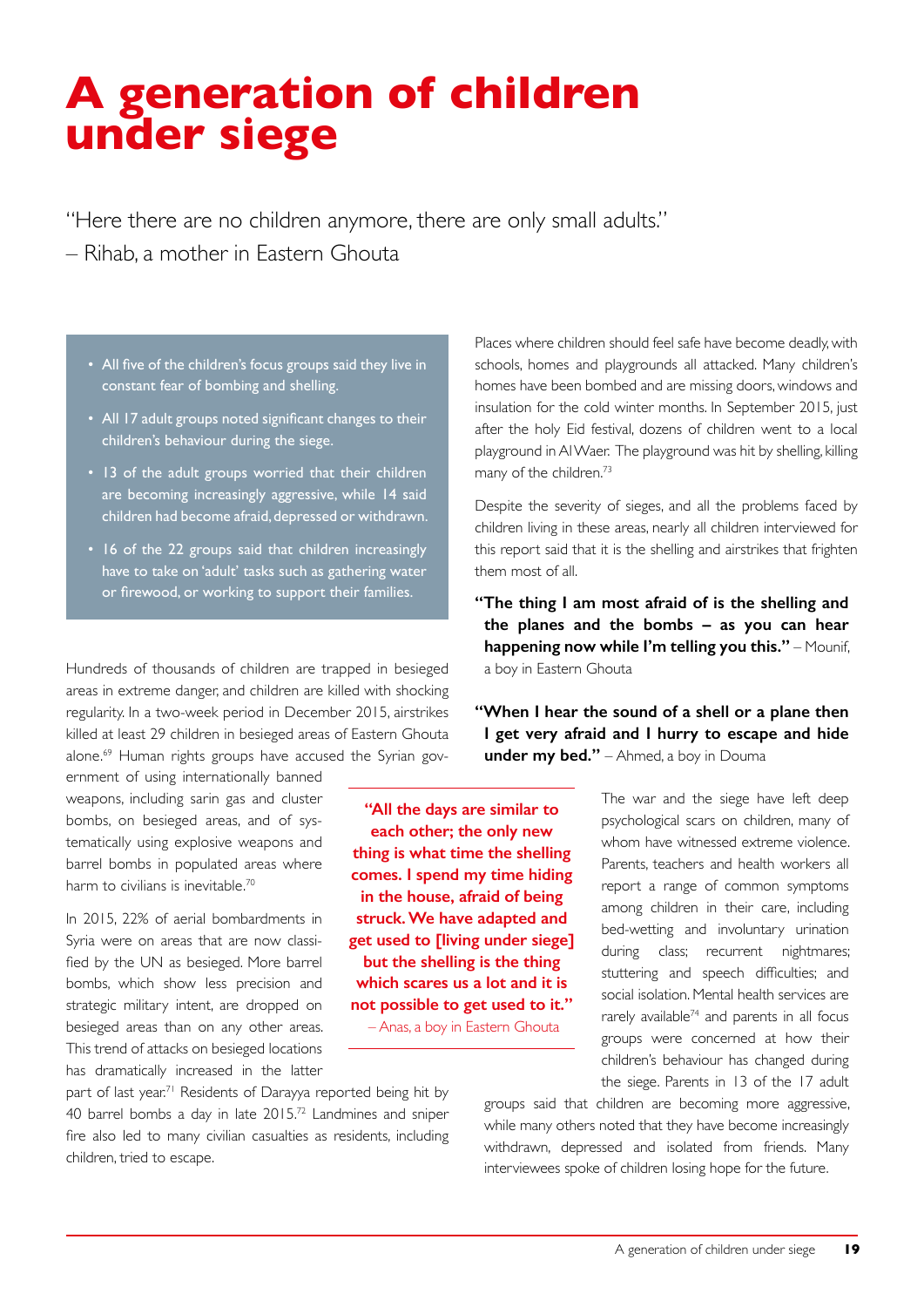# A generation of children under siege

"Here there are no children anymore, there are only small adults."
– Rihab, a mother in Eastern Ghouta

- All five of the children's focus groups said they live in constant fear of bombing and shelling.
- All 17 adult groups noted significant changes to their children's behaviour during the siege.
- 13 of the adult groups worried that their children are becoming increasingly aggressive, while 14 said children had become afraid, depressed or withdrawn.
- 16 of the 22 groups said that children increasingly have to take on 'adult' tasks such as gathering water or firewood, or working to support their families.

Hundreds of thousands of children are trapped in besieged areas in extreme danger, and children are killed with shocking regularity. In a two-week period in December 2015, airstrikes killed at least 29 children in besieged areas of Eastern Ghouta alone.[69] Human rights groups have accused the Syrian government of using internationally banned weapons, including sarin gas and cluster bombs, on besieged areas, and of systematically using explosive weapons and barrel bombs in populated areas where harm to civilians is inevitable.[70]

In 2015, 22% of aerial bombardments in Syria were on areas that are now classified by the UN as besieged. More barrel bombs, which show less precision and strategic military intent, are dropped on besieged areas than on any other areas. This trend of attacks on besieged locations has dramatically increased in the latter part of last year.[71] Residents of Darayya reported being hit by 40 barrel bombs a day in late 2015.[72] Landmines and sniper fire also led to many civilian casualties as residents, including children, tried to escape.

**"All the days are similar to each other; the only new thing is what time the shelling comes. I spend my time hiding in the house, afraid of being struck. We have adapted and got used to [living under siege] but the shelling is the thing which scares us a lot and it is not possible to get used to it."**
– Anas, a boy in Eastern Ghouta

Places where children should feel safe have become deadly, with schools, homes and playgrounds all attacked. Many children's homes have been bombed and are missing doors, windows and insulation for the cold winter months. In September 2015, just after the holy Eid festival, dozens of children went to a local playground in Al Waer. The playground was hit by shelling, killing many of the children.[73]

Despite the severity of sieges, and all the problems faced by children living in these areas, nearly all children interviewed for this report said that it is the shelling and airstrikes that frighten them most of all.

**"The thing I am most afraid of is the shelling and the planes and the bombs – as you can hear happening now while I'm telling you this."** – Mounif, a boy in Eastern Ghouta

**"When I hear the sound of a shell or a plane then I get very afraid and I hurry to escape and hide under my bed."** – Ahmed, a boy in Douma

The war and the siege have left deep psychological scars on children, many of whom have witnessed extreme violence. Parents, teachers and health workers all report a range of common symptoms among children in their care, including bed-wetting and involuntary urination during class; recurrent nightmares; stuttering and speech difficulties; and social isolation. Mental health services are rarely available[74] and parents in all focus groups were concerned at how their children's behaviour has changed during the siege. Parents in 13 of the 17 adult groups said that children are becoming more aggressive, while many others noted that they have become increasingly withdrawn, depressed and isolated from friends. Many interviewees spoke of children losing hope for the future.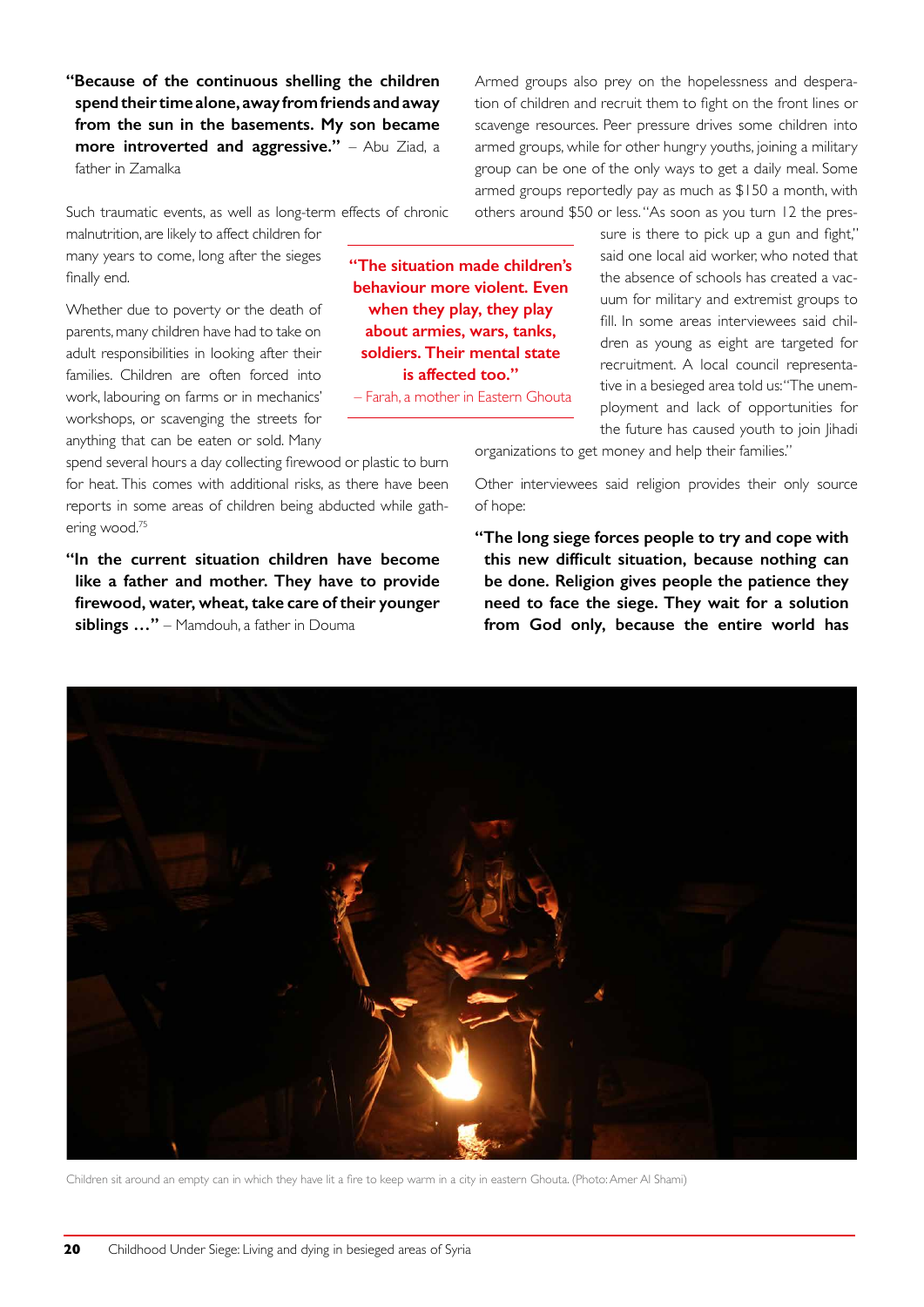**"Because of the continuous shelling the children spend their time alone, away from friends and away from the sun in the basements. My son became more introverted and aggressive."** – Abu Ziad, a father in Zamalka

Such traumatic events, as well as long-term effects of chronic malnutrition, are likely to affect children for many years to come, long after the sieges finally end.

Whether due to poverty or the death of parents, many children have had to take on adult responsibilities in looking after their families. Children are often forced into work, labouring on farms or in mechanics' workshops, or scavenging the streets for anything that can be eaten or sold. Many spend several hours a day collecting firewood or plastic to burn for heat. This comes with additional risks, as there have been reports in some areas of children being abducted while gathering wood.[75]

**"The situation made children's behaviour more violent. Even when they play, they play about armies, wars, tanks, soldiers. Their mental state is affected too."**
– Farah, a mother in Eastern Ghouta

**"In the current situation children have become like a father and mother. They have to provide firewood, water, wheat, take care of their younger siblings …"** – Mamdouh, a father in Douma

Armed groups also prey on the hopelessness and desperation of children and recruit them to fight on the front lines or scavenge resources. Peer pressure drives some children into armed groups, while for other hungry youths, joining a military group can be one of the only ways to get a daily meal. Some armed groups reportedly pay as much as $150 a month, with others around $50 or less. "As soon as you turn 12 the pressure is there to pick up a gun and fight," said one local aid worker, who noted that the absence of schools has created a vacuum for military and extremist groups to fill. In some areas interviewees said children as young as eight are targeted for recruitment. A local council representative in a besieged area told us: "The unemployment and lack of opportunities for the future has caused youth to join Jihadi organizations to get money and help their families."

Other interviewees said religion provides their only source of hope:

**"The long siege forces people to try and cope with this new difficult situation, because nothing can be done. Religion gives people the patience they need to face the siege. They wait for a solution from God only, because the entire world has**

Children sit around an empty can in which they have lit a fire to keep warm in a city in eastern Ghouta. (Photo: Amer Al Shami)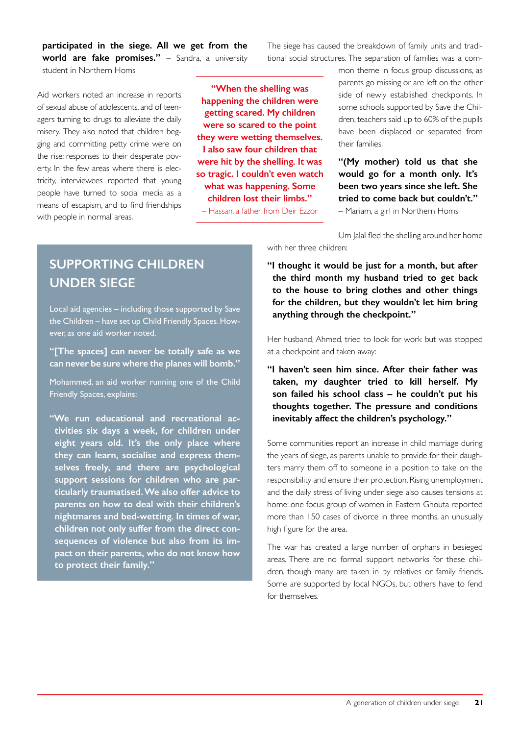**participated in the siege. All we get from the world are fake promises."** – Sandra, a university student in Northern Homs

Aid workers noted an increase in reports of sexual abuse of adolescents, and of teenagers turning to drugs to alleviate the daily misery. They also noted that children begging and committing petty crime were on the rise: responses to their desperate poverty. In the few areas where there is electricity, interviewees reported that young people have turned to social media as a means of escapism, and to find friendships with people in 'normal' areas.

**"When the shelling was happening the children were getting scared. My children were so scared to the point they were wetting themselves. I also saw four children that were hit by the shelling. It was so tragic. I couldn't even watch what was happening. Some children lost their limbs."**
– Hassan, a father from Deir Ezzor

The siege has caused the breakdown of family units and traditional social structures. The separation of families was a common theme in focus group discussions, as parents go missing or are left on the other side of newly established checkpoints. In some schools supported by Save the Children, teachers said up to 60% of the pupils have been displaced or separated from their families.

**"(My mother) told us that she would go for a month only. It's been two years since she left. She tried to come back but couldn't."**
– Mariam, a girl in Northern Homs

Um Jalal fled the shelling around her home with her three children:

> **"I thought it would be just for a month, but after the third month my husband tried to get back to the house to bring clothes and other things for the children, but they wouldn't let him bring anything through the checkpoint."**

Her husband, Ahmed, tried to look for work but was stopped at a checkpoint and taken away:

> **"I haven't seen him since. After their father was taken, my daughter tried to kill herself. My son failed his school class – he couldn't put his thoughts together. The pressure and conditions inevitably affect the children's psychology."**

Some communities report an increase in child marriage during the years of siege, as parents unable to provide for their daughters marry them off to someone in a position to take on the responsibility and ensure their protection. Rising unemployment and the daily stress of living under siege also causes tensions at home: one focus group of women in Eastern Ghouta reported more than 150 cases of divorce in three months, an unusually high figure for the area.

The war has created a large number of orphans in besieged areas. There are no formal support networks for these children, though many are taken in by relatives or family friends. Some are supported by local NGOs, but others have to fend for themselves.

## SUPPORTING CHILDREN UNDER SIEGE

Local aid agencies – including those supported by Save the Children – have set up Child Friendly Spaces. However, as one aid worker noted,

**"[The spaces] can never be totally safe as we can never be sure where the planes will bomb."**

Mohammed, an aid worker running one of the Child Friendly Spaces, explains:

> **"We run educational and recreational activities six days a week, for children under eight years old. It's the only place where they can learn, socialise and express themselves freely, and there are psychological support sessions for children who are particularly traumatised. We also offer advice to parents on how to deal with their children's nightmares and bed-wetting. In times of war, children not only suffer from the direct consequences of violence but also from its impact on their parents, who do not know how to protect their family."**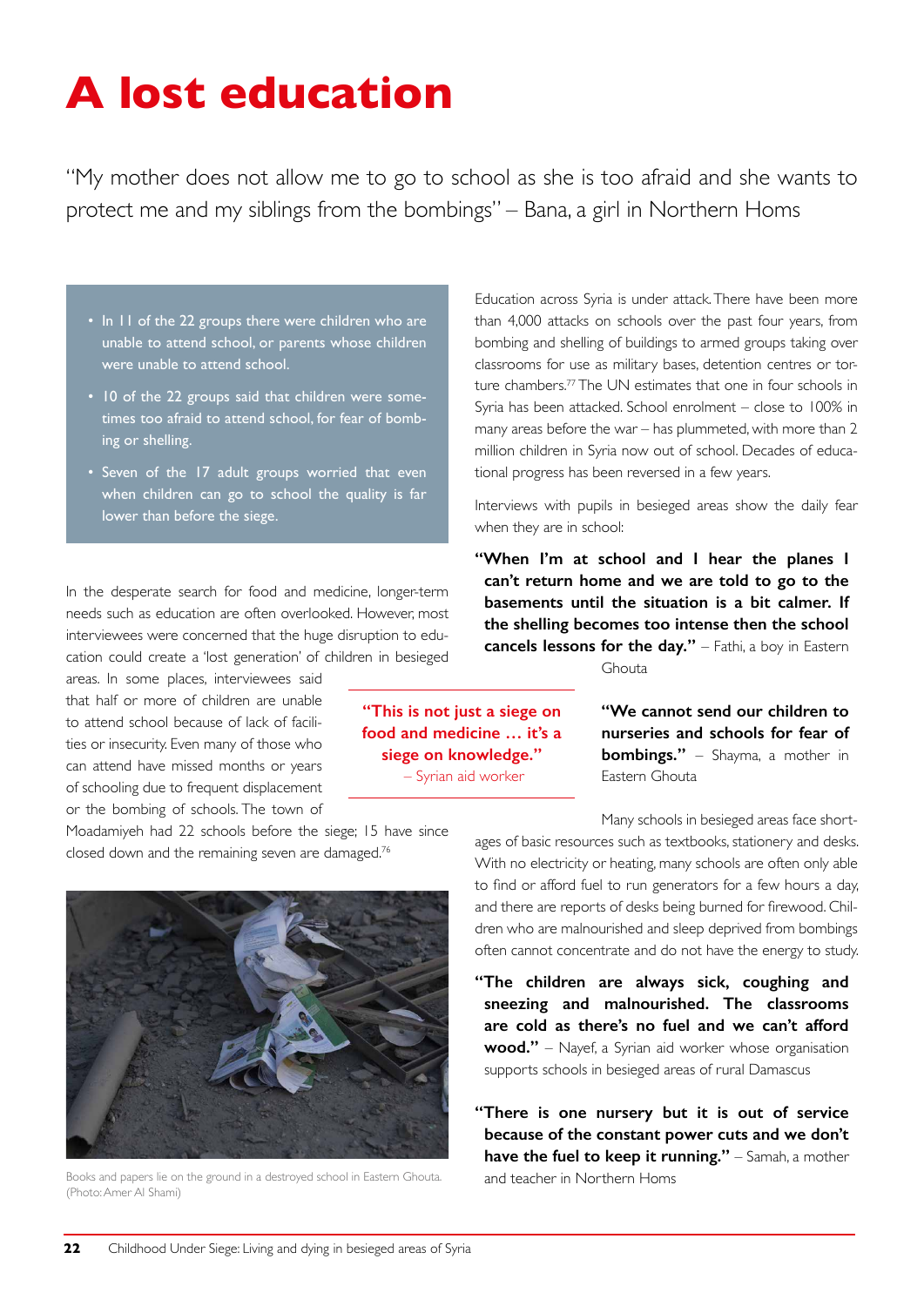# A lost education

"My mother does not allow me to go to school as she is too afraid and she wants to protect me and my siblings from the bombings" – Bana, a girl in Northern Homs

- In 11 of the 22 groups there were children who are unable to attend school, or parents whose children were unable to attend school.
- 10 of the 22 groups said that children were sometimes too afraid to attend school, for fear of bombing or shelling.
- Seven of the 17 adult groups worried that even when children can go to school the quality is far lower than before the siege.

In the desperate search for food and medicine, longer-term needs such as education are often overlooked. However, most interviewees were concerned that the huge disruption to education could create a 'lost generation' of children in besieged areas. In some places, interviewees said that half or more of children are unable to attend school because of lack of facilities or insecurity. Even many of those who can attend have missed months or years of schooling due to frequent displacement or the bombing of schools. The town of Moadamiyeh had 22 schools before the siege; 15 have since closed down and the remaining seven are damaged.[76]

Books and papers lie on the ground in a destroyed school in Eastern Ghouta. (Photo: Amer Al Shami)

Education across Syria is under attack. There have been more than 4,000 attacks on schools over the past four years, from bombing and shelling of buildings to armed groups taking over classrooms for use as military bases, detention centres or torture chambers.[77] The UN estimates that one in four schools in Syria has been attacked. School enrolment – close to 100% in many areas before the war – has plummeted, with more than 2 million children in Syria now out of school. Decades of educational progress has been reversed in a few years.

Interviews with pupils in besieged areas show the daily fear when they are in school:

> **"When I'm at school and I hear the planes I can't return home and we are told to go to the basements until the situation is a bit calmer. If the shelling becomes too intense then the school cancels lessons for the day."** – Fathi, a boy in Eastern Ghouta

> **"This is not just a siege on food and medicine … it's a siege on knowledge."**
> – Syrian aid worker

> **"We cannot send our children to nurseries and schools for fear of bombings."** – Shayma, a mother in Eastern Ghouta

Many schools in besieged areas face shortages of basic resources such as textbooks, stationery and desks. With no electricity or heating, many schools are often only able to find or afford fuel to run generators for a few hours a day, and there are reports of desks being burned for firewood. Children who are malnourished and sleep deprived from bombings often cannot concentrate and do not have the energy to study.

> **"The children are always sick, coughing and sneezing and malnourished. The classrooms are cold as there's no fuel and we can't afford wood."** – Nayef, a Syrian aid worker whose organisation supports schools in besieged areas of rural Damascus

> **"There is one nursery but it is out of service because of the constant power cuts and we don't have the fuel to keep it running."** – Samah, a mother and teacher in Northern Homs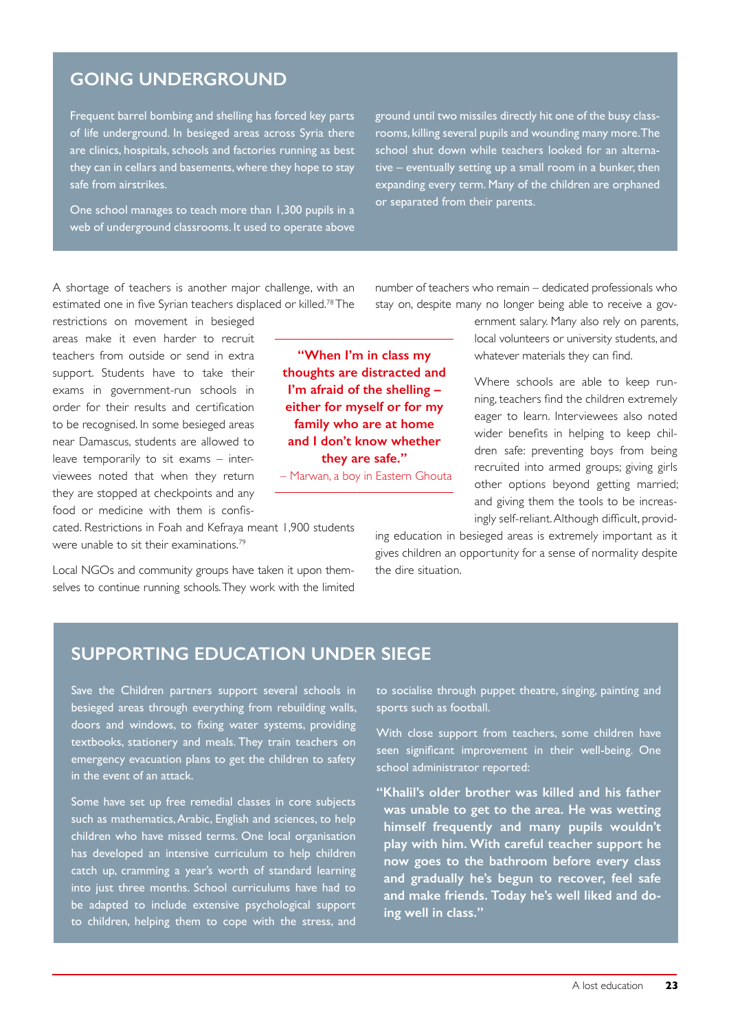## GOING UNDERGROUND

Frequent barrel bombing and shelling has forced key parts of life underground. In besieged areas across Syria there are clinics, hospitals, schools and factories running as best they can in cellars and basements, where they hope to stay safe from airstrikes.

One school manages to teach more than 1,300 pupils in a web of underground classrooms. It used to operate above ground until two missiles directly hit one of the busy classrooms, killing several pupils and wounding many more. The school shut down while teachers looked for an alternative – eventually setting up a small room in a bunker, then expanding every term. Many of the children are orphaned or separated from their parents.

A shortage of teachers is another major challenge, with an estimated one in five Syrian teachers displaced or killed.[78] The restrictions on movement in besieged areas make it even harder to recruit teachers from outside or send in extra support. Students have to take their exams in government-run schools in order for their results and certification to be recognised. In some besieged areas near Damascus, students are allowed to leave temporarily to sit exams – interviewees noted that when they return they are stopped at checkpoints and any food or medicine with them is confiscated. Restrictions in Foah and Kefraya meant 1,900 students were unable to sit their examinations.[79]

> **"When I'm in class my thoughts are distracted and I'm afraid of the shelling – either for myself or for my family who are at home and I don't know whether they are safe."**
>
> – Marwan, a boy in Eastern Ghouta

Local NGOs and community groups have taken it upon themselves to continue running schools. They work with the limited number of teachers who remain – dedicated professionals who stay on, despite many no longer being able to receive a government salary. Many also rely on parents, local volunteers or university students, and whatever materials they can find.

Where schools are able to keep running, teachers find the children extremely eager to learn. Interviewees also noted wider benefits in helping to keep children safe: preventing boys from being recruited into armed groups; giving girls other options beyond getting married; and giving them the tools to be increasingly self-reliant. Although difficult, providing education in besieged areas is extremely important as it gives children an opportunity for a sense of normality despite the dire situation.

## SUPPORTING EDUCATION UNDER SIEGE

Save the Children partners support several schools in besieged areas through everything from rebuilding walls, doors and windows, to fixing water systems, providing textbooks, stationery and meals. They train teachers on emergency evacuation plans to get the children to safety in the event of an attack.

Some have set up free remedial classes in core subjects such as mathematics, Arabic, English and sciences, to help children who have missed terms. One local organisation has developed an intensive curriculum to help children catch up, cramming a year's worth of standard learning into just three months. School curriculums have had to be adapted to include extensive psychological support to children, helping them to cope with the stress, and to socialise through puppet theatre, singing, painting and sports such as football.

With close support from teachers, some children have seen significant improvement in their well-being. One school administrator reported:

> **"Khalil's older brother was killed and his father was unable to get to the area. He was wetting himself frequently and many pupils wouldn't play with him. With careful teacher support he now goes to the bathroom before every class and gradually he's begun to recover, feel safe and make friends. Today he's well liked and doing well in class."**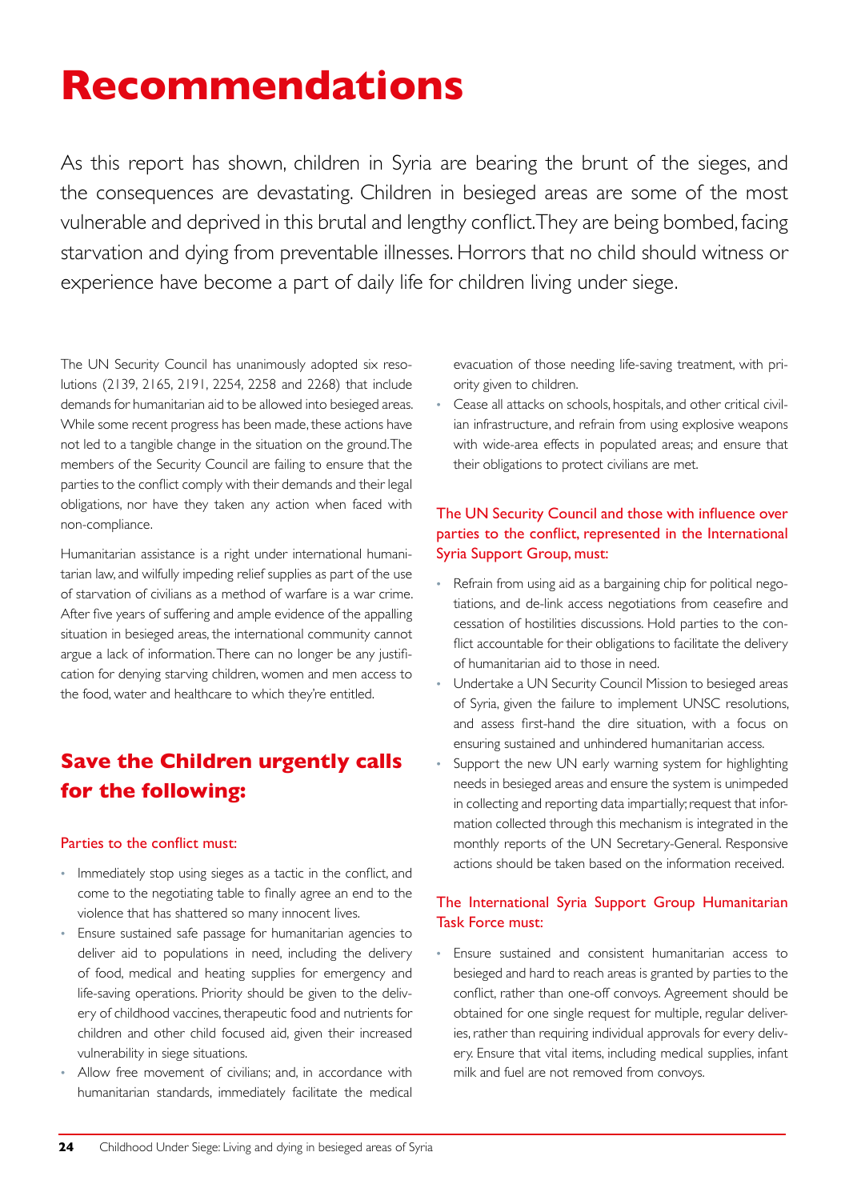# Recommendations

As this report has shown, children in Syria are bearing the brunt of the sieges, and the consequences are devastating. Children in besieged areas are some of the most vulnerable and deprived in this brutal and lengthy conflict. They are being bombed, facing starvation and dying from preventable illnesses. Horrors that no child should witness or experience have become a part of daily life for children living under siege.

The UN Security Council has unanimously adopted six resolutions (2139, 2165, 2191, 2254, 2258 and 2268) that include demands for humanitarian aid to be allowed into besieged areas. While some recent progress has been made, these actions have not led to a tangible change in the situation on the ground. The members of the Security Council are failing to ensure that the parties to the conflict comply with their demands and their legal obligations, nor have they taken any action when faced with non-compliance.

Humanitarian assistance is a right under international humanitarian law, and wilfully impeding relief supplies as part of the use of starvation of civilians as a method of warfare is a war crime. After five years of suffering and ample evidence of the appalling situation in besieged areas, the international community cannot argue a lack of information. There can no longer be any justification for denying starving children, women and men access to the food, water and healthcare to which they're entitled.

## Save the Children urgently calls for the following:

### Parties to the conflict must:

- Immediately stop using sieges as a tactic in the conflict, and come to the negotiating table to finally agree an end to the violence that has shattered so many innocent lives.
- Ensure sustained safe passage for humanitarian agencies to deliver aid to populations in need, including the delivery of food, medical and heating supplies for emergency and life-saving operations. Priority should be given to the delivery of childhood vaccines, therapeutic food and nutrients for children and other child focused aid, given their increased vulnerability in siege situations.
- Allow free movement of civilians; and, in accordance with humanitarian standards, immediately facilitate the medical evacuation of those needing life-saving treatment, with priority given to children.
- Cease all attacks on schools, hospitals, and other critical civilian infrastructure, and refrain from using explosive weapons with wide-area effects in populated areas; and ensure that their obligations to protect civilians are met.

### The UN Security Council and those with influence over parties to the conflict, represented in the International Syria Support Group, must:

- Refrain from using aid as a bargaining chip for political negotiations, and de-link access negotiations from ceasefire and cessation of hostilities discussions. Hold parties to the conflict accountable for their obligations to facilitate the delivery of humanitarian aid to those in need.
- Undertake a UN Security Council Mission to besieged areas of Syria, given the failure to implement UNSC resolutions, and assess first-hand the dire situation, with a focus on ensuring sustained and unhindered humanitarian access.
- Support the new UN early warning system for highlighting needs in besieged areas and ensure the system is unimpeded in collecting and reporting data impartially; request that information collected through this mechanism is integrated in the monthly reports of the UN Secretary-General. Responsive actions should be taken based on the information received.

### The International Syria Support Group Humanitarian Task Force must:

- Ensure sustained and consistent humanitarian access to besieged and hard to reach areas is granted by parties to the conflict, rather than one-off convoys. Agreement should be obtained for one single request for multiple, regular deliveries, rather than requiring individual approvals for every delivery. Ensure that vital items, including medical supplies, infant milk and fuel are not removed from convoys.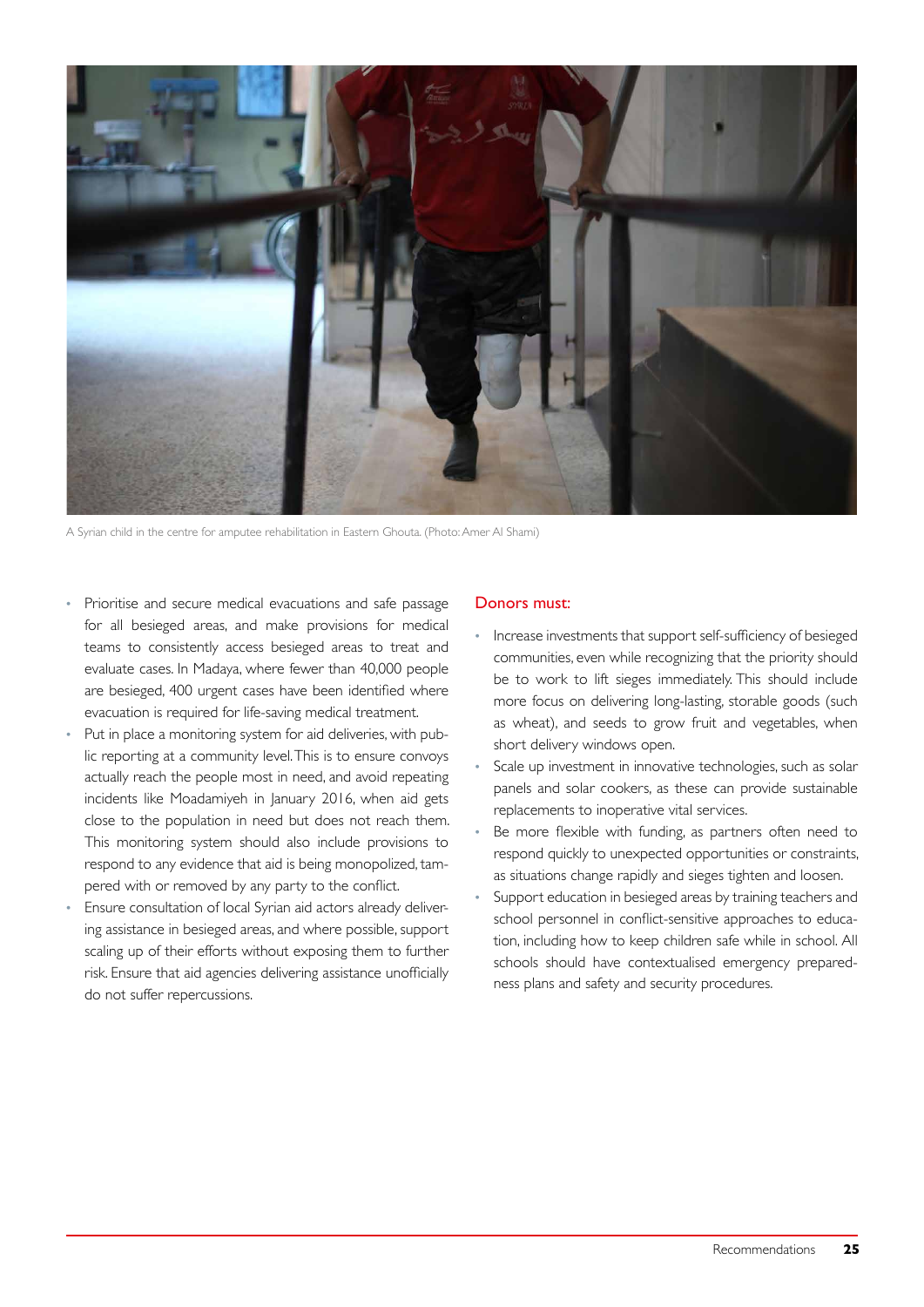A Syrian child in the centre for amputee rehabilitation in Eastern Ghouta. (Photo: Amer Al Shami)

- Prioritise and secure medical evacuations and safe passage for all besieged areas, and make provisions for medical teams to consistently access besieged areas to treat and evaluate cases. In Madaya, where fewer than 40,000 people are besieged, 400 urgent cases have been identified where evacuation is required for life-saving medical treatment.
- Put in place a monitoring system for aid deliveries, with public reporting at a community level. This is to ensure convoys actually reach the people most in need, and avoid repeating incidents like Moadamiyeh in January 2016, when aid gets close to the population in need but does not reach them. This monitoring system should also include provisions to respond to any evidence that aid is being monopolized, tampered with or removed by any party to the conflict.
- Ensure consultation of local Syrian aid actors already delivering assistance in besieged areas, and where possible, support scaling up of their efforts without exposing them to further risk. Ensure that aid agencies delivering assistance unofficially do not suffer repercussions.

## Donors must:

- Increase investments that support self-sufficiency of besieged communities, even while recognizing that the priority should be to work to lift sieges immediately. This should include more focus on delivering long-lasting, storable goods (such as wheat), and seeds to grow fruit and vegetables, when short delivery windows open.
- Scale up investment in innovative technologies, such as solar panels and solar cookers, as these can provide sustainable replacements to inoperative vital services.
- Be more flexible with funding, as partners often need to respond quickly to unexpected opportunities or constraints, as situations change rapidly and sieges tighten and loosen.
- Support education in besieged areas by training teachers and school personnel in conflict-sensitive approaches to education, including how to keep children safe while in school. All schools should have contextualised emergency preparedness plans and safety and security procedures.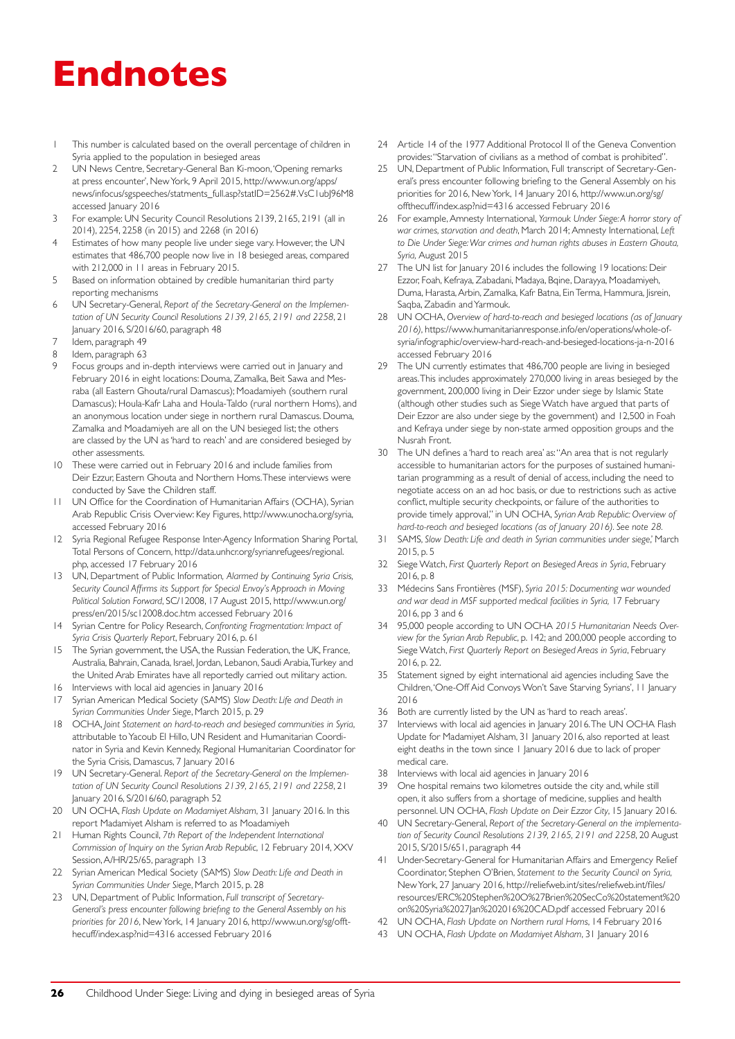# Endnotes

1. This number is calculated based on the overall percentage of children in Syria applied to the population in besieged areas
2. UN News Centre, Secretary-General Ban Ki-moon, 'Opening remarks at press encounter', New York, 9 April 2015, http://www.un.org/apps/news/infocus/sgspeeches/statments_full.asp?statID=2562#.VsC1ubJ96M8 accessed January 2016
3. For example: UN Security Council Resolutions 2139, 2165, 2191 (all in 2014), 2254, 2258 (in 2015) and 2268 (in 2016)
4. Estimates of how many people live under siege vary. However, the UN estimates that 486,700 people now live in 18 besieged areas, compared with 212,000 in 11 areas in February 2015.
5. Based on information obtained by credible humanitarian third party reporting mechanisms
6. UN Secretary-General, *Report of the Secretary-General on the Implementation of UN Security Council Resolutions 2139, 2165, 2191 and 2258*, 21 January 2016, S/2016/60, paragraph 48
7. Idem, paragraph 49
8. Idem, paragraph 63
9. Focus groups and in-depth interviews were carried out in January and February 2016 in eight locations: Douma, Zamalka, Beit Sawa and Mesraba (all Eastern Ghouta/rural Damascus); Moadamiyeh (southern rural Damascus); Houla-Kafr Laha and Houla-Taldo (rural northern Homs), and an anonymous location under siege in northern rural Damascus. Douma, Zamalka and Moadamiyeh are all on the UN besieged list; the others are classed by the UN as 'hard to reach' and are considered besieged by other assessments.
10. These were carried out in February 2016 and include families from Deir Ezzur, Eastern Ghouta and Northern Homs. These interviews were conducted by Save the Children staff.
11. UN Office for the Coordination of Humanitarian Affairs (OCHA), Syrian Arab Republic Crisis Overview: Key Figures, http://www.unocha.org/syria, accessed February 2016
12. Syria Regional Refugee Response Inter-Agency Information Sharing Portal, Total Persons of Concern, http://data.unhcr.org/syrianrefugees/regional.php, accessed 17 February 2016
13. UN, Department of Public Information, *Alarmed by Continuing Syria Crisis, Security Council Affirms its Support for Special Envoy's Approach in Moving Political Solution Forward*, SC/12008, 17 August 2015, http://www.un.org/press/en/2015/sc12008.doc.htm accessed February 2016
14. Syrian Centre for Policy Research, *Confronting Fragmentation: Impact of Syria Crisis Quarterly Report*, February 2016, p. 61
15. The Syrian government, the USA, the Russian Federation, the UK, France, Australia, Bahrain, Canada, Israel, Jordan, Lebanon, Saudi Arabia, Turkey and the United Arab Emirates have all reportedly carried out military action.
16. Interviews with local aid agencies in January 2016
17. Syrian American Medical Society (SAMS) *Slow Death: Life and Death in Syrian Communities Under Siege*, March 2015, p. 29
18. OCHA, *Joint Statement on hard-to-reach and besieged communities in Syria*, attributable to Yacoub El Hillo, UN Resident and Humanitarian Coordinator in Syria and Kevin Kennedy, Regional Humanitarian Coordinator for the Syria Crisis, Damascus, 7 January 2016
19. UN Secretary-General. *Report of the Secretary-General on the Implementation of UN Security Council Resolutions 2139, 2165, 2191 and 2258*, 21 January 2016, S/2016/60, paragraph 52
20. UN OCHA, *Flash Update on Madamiyet Alsham*, 31 January 2016. In this report Madamiyet Alsham is referred to as Moadamiyeh
21. Human Rights Council, *7th Report of the Independent International Commission of Inquiry on the Syrian Arab Republic*, 12 February 2014, XXV Session, A/HR/25/65, paragraph 13
22. Syrian American Medical Society (SAMS) *Slow Death: Life and Death in Syrian Communities Under Siege*, March 2015, p. 28
23. UN, Department of Public Information, *Full transcript of Secretary-General's press encounter following briefing to the General Assembly on his priorities for 2016*, New York, 14 January 2016, http://www.un.org/sg/offthecuff/index.asp?nid=4316 accessed February 2016
24. Article 14 of the 1977 Additional Protocol II of the Geneva Convention provides: "Starvation of civilians as a method of combat is prohibited".
25. UN, Department of Public Information, Full transcript of Secretary-General's press encounter following briefing to the General Assembly on his priorities for 2016, New York, 14 January 2016, http://www.un.org/sg/offthecuff/index.asp?nid=4316 accessed February 2016
26. For example, Amnesty International, *Yarmouk Under Siege: A horror story of war crimes, starvation and death*, March 2014; Amnesty International, *Left to Die Under Siege: War crimes and human rights abuses in Eastern Ghouta, Syria*, August 2015
27. The UN list for January 2016 includes the following 19 locations: Deir Ezzor, Foah, Kefraya, Zabadani, Madaya, Bqine, Darayya, Moadamiyeh, Duma, Harasta, Arbin, Zamalka, Kafr Batna, Ein Terma, Hammura, Jisrein, Saqba, Zabadin and Yarmouk.
28. UN OCHA, *Overview of hard-to-reach and besieged locations (as of January 2016)*, https://www.humanitarianresponse.info/en/operations/whole-of-syria/infographic/overview-hard-reach-and-besieged-locations-ja-n-2016 accessed February 2016
29. The UN currently estimates that 486,700 people are living in besieged areas. This includes approximately 270,000 living in areas besieged by the government, 200,000 living in Deir Ezzor under siege by Islamic State (although other studies such as Siege Watch have argued that parts of Deir Ezzor are also under siege by the government) and 12,500 in Foah and Kefraya under siege by non-state armed opposition groups and the Nusrah Front.
30. The UN defines a 'hard to reach area' as: "An area that is not regularly accessible to humanitarian actors for the purposes of sustained humanitarian programming as a result of denial of access, including the need to negotiate access on an ad hoc basis, or due to restrictions such as active conflict, multiple security checkpoints, or failure of the authorities to provide timely approval," in UN OCHA, *Syrian Arab Republic: Overview of hard-to-reach and besieged locations (as of January 2016). See note 28.*
31. SAMS, *Slow Death: Life and death in Syrian communities under siege*,' March 2015, p. 5
32. Siege Watch, *First Quarterly Report on Besieged Areas in Syria*, February 2016, p. 8
33. Médecins Sans Frontières (MSF), *Syria 2015: Documenting war wounded and war dead in MSF supported medical facilities in Syria*, 17 February 2016, pp 3 and 6
34. 95,000 people according to UN OCHA *2015 Humanitarian Needs Overview for the Syrian Arab Republic*, p. 142; and 200,000 people according to Siege Watch, *First Quarterly Report on Besieged Areas in Syria*, February 2016, p. 22.
35. Statement signed by eight international aid agencies including Save the Children, 'One-Off Aid Convoys Won't Save Starving Syrians', 11 January 2016
36. Both are currently listed by the UN as 'hard to reach areas'.
37. Interviews with local aid agencies in January 2016. The UN OCHA Flash Update for Madamiyet Alsham, 31 January 2016, also reported at least eight deaths in the town since 1 January 2016 due to lack of proper medical care.
38. Interviews with local aid agencies in January 2016
39. One hospital remains two kilometres outside the city and, while still open, it also suffers from a shortage of medicine, supplies and health personnel. UN OCHA, *Flash Update on Deir Ezzor City*, 15 January 2016.
40. UN Secretary-General, *Report of the Secretary-General on the implementation of Security Council Resolutions 2139, 2165, 2191 and 2258*, 20 August 2015, S/2015/651, paragraph 44
41. Under-Secretary-General for Humanitarian Affairs and Emergency Relief Coordinator, Stephen O'Brien, *Statement to the Security Council on Syria*, New York, 27 January 2016, http://reliefweb.int/sites/reliefweb.int/files/resources/ERC%20Stephen%20O%27Brien%20SecCo%20statement%20on%20Syria%2027Jan%202016%20CAD.pdf accessed February 2016
42. UN OCHA, *Flash Update on Northern rural Homs*, 14 February 2016
43. UN OCHA, *Flash Update on Madamiyet Alsham*, 31 January 2016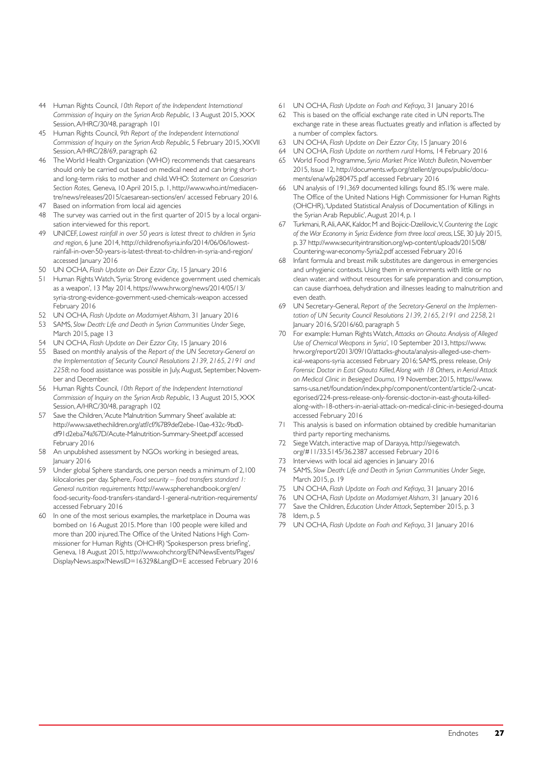44 Human Rights Council, *10th Report of the Independent International Commission of Inquiry on the Syrian Arab Republic*, 13 August 2015, XXX Session, A/HRC/30/48, paragraph 101

45 Human Rights Council, *9th Report of the Independent International Commission of Inquiry on the Syrian Arab Republic*, 5 February 2015, XXVII Session, A/HRC/28/69, paragraph 62

46 The World Health Organization (WHO) recommends that caesareans should only be carried out based on medical need and can bring short- and long-term risks to mother and child. WHO: *Statement on Caesarian Section Rates*, Geneva, 10 April 2015, p. 1, http://www.who.int/mediacentre/news/releases/2015/caesarean-sections/en/ accessed February 2016.

47 Based on information from local aid agencies

48 The survey was carried out in the first quarter of 2015 by a local organisation interviewed for this report.

49 UNICEF, *Lowest rainfall in over 50 years is latest threat to children in Syria and region*, 6 June 2014, http://childrenofsyria.info/2014/06/06/lowest-rainfall-in-over-50-years-is-latest-threat-to-children-in-syria-and-region/ accessed January 2016

50 UN OCHA, *Flash Update on Deir Ezzor City*, 15 January 2016

51 Human Rights Watch, 'Syria: Strong evidence government used chemicals as a weapon', 13 May 2014, https://www.hrw.org/news/2014/05/13/syria-strong-evidence-government-used-chemicals-weapon accessed February 2016

52 UN OCHA, *Flash Update on Madamiyet Alsham*, 31 January 2016

53 SAMS, *Slow Death: Life and Death in Syrian Communities Under Siege*, March 2015, page 13

54 UN OCHA, *Flash Update on Deir Ezzor City*, 15 January 2016

55 Based on monthly analysis of the *Report of the UN Secretary-General on the Implementation of Security Council Resolutions 2139, 2165, 2191 and 2258*; no food assistance was possible in July, August, September, November and December.

56 Human Rights Council, *10th Report of the Independent International Commission of Inquiry on the Syrian Arab Republic*, 13 August 2015, XXX Session, A/HRC/30/48, paragraph 102

57 Save the Children, 'Acute Malnutrition Summary Sheet' available at: http://www.savethechildren.org/atf/cf/%7B9def2ebe-10ae-432c-9bd0-df91d2eba74a%7D/Acute-Malnutrition-Summary-Sheet.pdf accessed February 2016

58 An unpublished assessment by NGOs working in besieged areas, January 2016

59 Under global Sphere standards, one person needs a minimum of 2,100 kilocalories per day. Sphere, *Food security – food transfers standard 1: General nutrition requirements* http://www.spherehandbook.org/en/food-security-food-transfers-standard-1-general-nutrition-requirements/ accessed February 2016

60 In one of the most serious examples, the marketplace in Douma was bombed on 16 August 2015. More than 100 people were killed and more than 200 injured. The Office of the United Nations High Commissioner for Human Rights (OHCHR) 'Spokesperson press briefing', Geneva, 18 August 2015, http://www.ohchr.org/EN/NewsEvents/Pages/DisplayNews.aspx?NewsID=16329&LangID=E accessed February 2016

61 UN OCHA, *Flash Update on Foah and Kefraya*, 31 January 2016

62 This is based on the official exchange rate cited in UN reports. The exchange rate in these areas fluctuates greatly and inflation is affected by a number of complex factors.

63 UN OCHA, *Flash Update on Deir Ezzor City*, 15 January 2016

64 UN OCHA, *Flash Update on northern rural* Homs, 14 February 2016

65 World Food Programme, *Syria Market Price Watch Bulletin*, November 2015, Issue 12, http://documents.wfp.org/stellent/groups/public/documents/ena/wfp280475.pdf accessed February 2016

66 UN analysis of 191,369 documented killings found 85.1% were male. The Office of the United Nations High Commissioner for Human Rights (OHCHR), 'Updated Statistical Analysis of Documentation of Killings in the Syrian Arab Republic', August 2014, p. 1

67 Turkmani, R, Ali, AAK, Kaldor, M and Bojicic-Dzelilovic, V, *Countering the Logic of the War Economy in Syria: Evidence from three local areas*, LSE, 30 July 2015, p. 37 http://www.securityintransition.org/wp-content/uploads/2015/08/Countering-war-economy-Syria2.pdf accessed February 2016

68 Infant formula and breast milk substitutes are dangerous in emergencies and unhygienic contexts. Using them in environments with little or no clean water, and without resources for safe preparation and consumption, can cause diarrhoea, dehydration and illnesses leading to malnutrition and even death.

69 UN Secretary-General, *Report of the Secretary-General on the Implementation of UN Security Council Resolutions 2139, 2165, 2191 and 2258*, 21 January 2016, S/2016/60, paragraph 5

70 For example: Human Rights Watch, *Attacks on Ghouta. Analysis of Alleged Use of Chemical Weapons in Syria'*, 10 September 2013, https://www.hrw.org/report/2013/09/10/attacks-ghouta/analysis-alleged-use-chemical-weapons-syria accessed February 2016; SAMS, press release, *Only Forensic Doctor in East Ghouta Killed, Along with 18 Others, in Aerial Attack on Medical Clinic in Besieged Douma*, 19 November, 2015, https://www.sams-usa.net/foundation/index.php/component/content/article/2-uncategorised/224-press-release-only-forensic-doctor-in-east-ghouta-killed-along-with-18-others-in-aerial-attack-on-medical-clinic-in-besieged-douma accessed February 2016

71 This analysis is based on information obtained by credible humanitarian third party reporting mechanisms.

72 Siege Watch, interactive map of Darayya, http://siegewatch.org/#11/33.5145/36.2387 accessed February 2016

73 Interviews with local aid agencies in January 2016

74 SAMS, *Slow Death: Life and Death in Syrian Communities Under Siege*, March 2015, p. 19

75 UN OCHA, *Flash Update on Foah and Kefraya*, 31 January 2016

76 UN OCHA, *Flash Update on Madamiyet Alsham*, 31 January 2016

77 Save the Children, *Education Under Attack*, September 2015, p. 3

78 Idem, p. 5

79 UN OCHA, *Flash Update on Foah and Kefraya*, 31 January 2016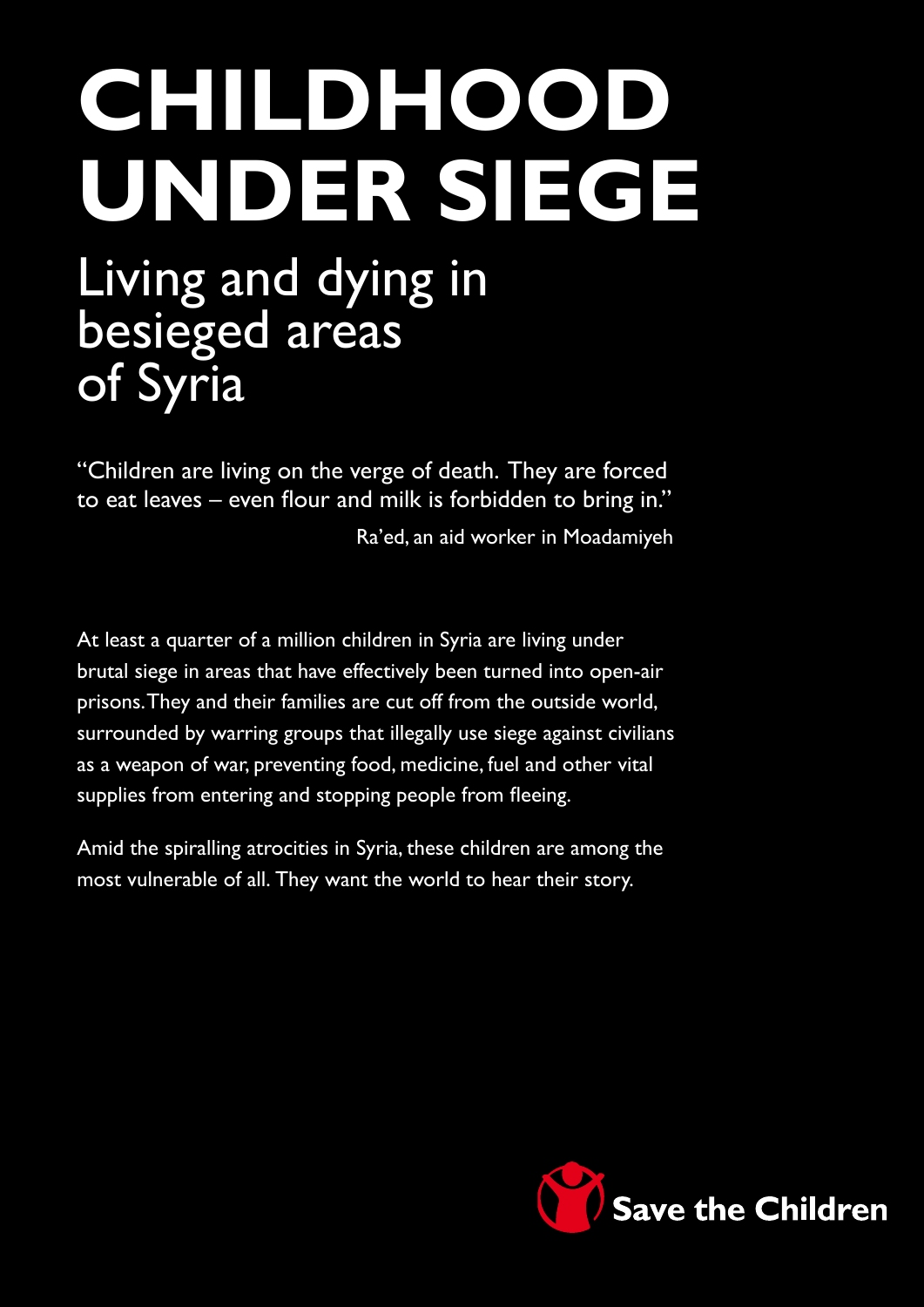# CHILDHOOD UNDER SIEGE

## Living and dying in besieged areas of Syria

"Children are living on the verge of death. They are forced to eat leaves – even flour and milk is forbidden to bring in."

Ra'ed, an aid worker in Moadamiyeh

At least a quarter of a million children in Syria are living under brutal siege in areas that have effectively been turned into open-air prisons. They and their families are cut off from the outside world, surrounded by warring groups that illegally use siege against civilians as a weapon of war, preventing food, medicine, fuel and other vital supplies from entering and stopping people from fleeing.

Amid the spiralling atrocities in Syria, these children are among the most vulnerable of all. They want the world to hear their story.

Save the Children